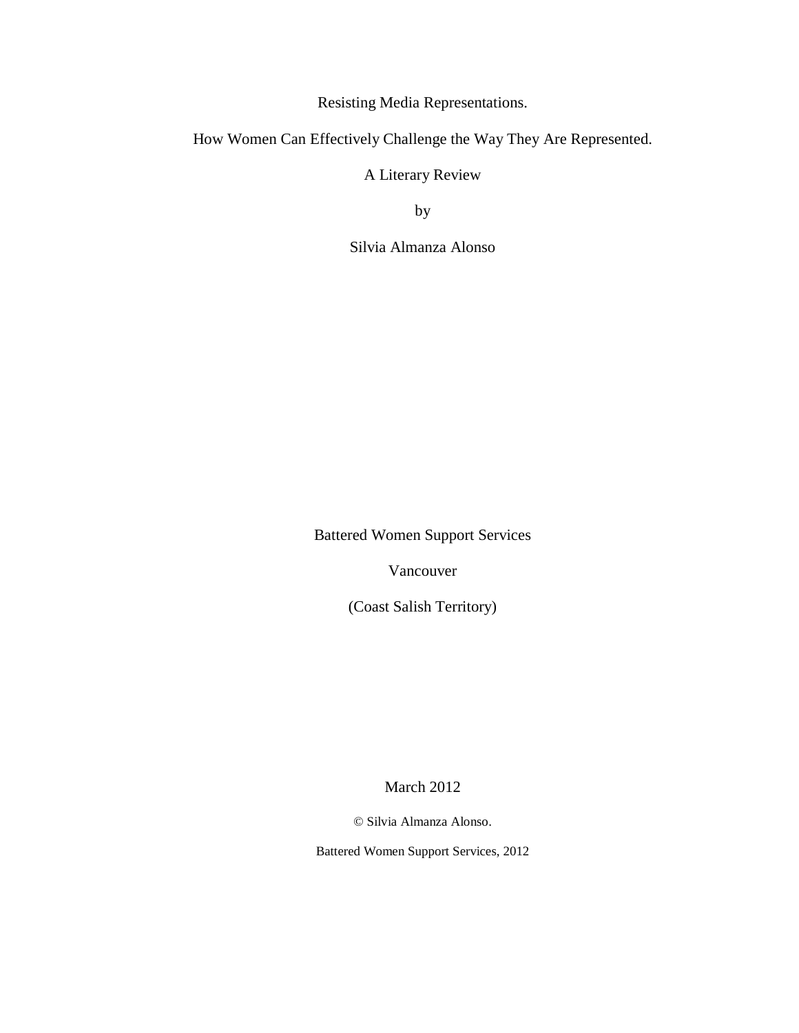# Resisting Media Representations.

## How Women Can Effectively Challenge the Way They Are Represented.

A Literary Review

by

Silvia Almanza Alonso

Battered Women Support Services

Vancouver

(Coast Salish Territory)

March 2012

© Silvia Almanza Alonso.

Battered Women Support Services, 2012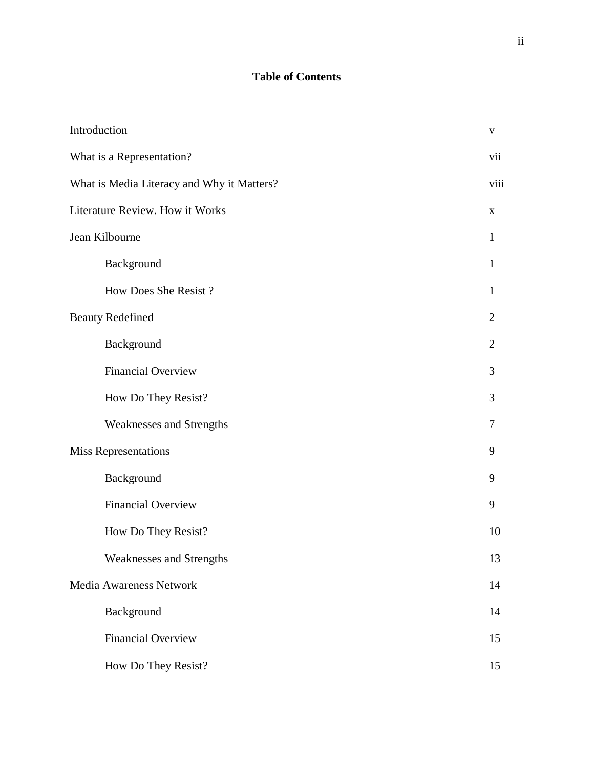# Table of Contents

| | |
|---|---|
| Introduction | v |
| What is a Representation? | vii |
| What is Media Literacy and Why it Matters? | viii |
| Literature Review. How it Works | x |
| Jean Kilbourne | 1 |
| Background | 1 |
| How Does She Resist ? | 1 |
| Beauty Redefined | 2 |
| Background | 2 |
| Financial Overview | 3 |
| How Do They Resist? | 3 |
| Weaknesses and Strengths | 7 |
| Miss Representations | 9 |
| Background | 9 |
| Financial Overview | 9 |
| How Do They Resist? | 10 |
| Weaknesses and Strengths | 13 |
| Media Awareness Network | 14 |
| Background | 14 |
| Financial Overview | 15 |
| How Do They Resist? | 15 |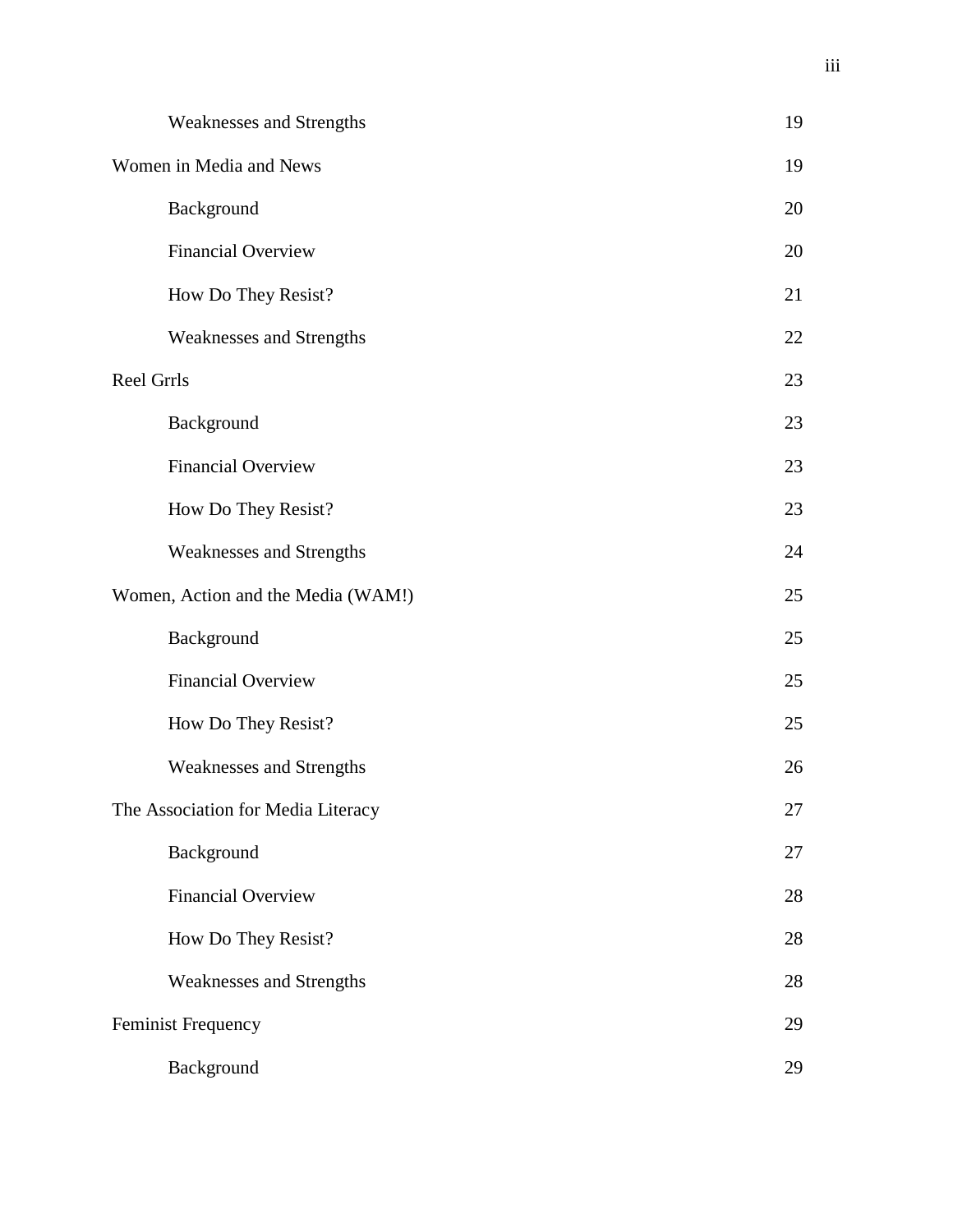| | |
|---|---|
| Weaknesses and Strengths | 19 |
| Women in Media and News | 19 |
| Background | 20 |
| Financial Overview | 20 |
| How Do They Resist? | 21 |
| Weaknesses and Strengths | 22 |
| Reel Grrls | 23 |
| Background | 23 |
| Financial Overview | 23 |
| How Do They Resist? | 23 |
| Weaknesses and Strengths | 24 |
| Women, Action and the Media (WAM!) | 25 |
| Background | 25 |
| Financial Overview | 25 |
| How Do They Resist? | 25 |
| Weaknesses and Strengths | 26 |
| The Association for Media Literacy | 27 |
| Background | 27 |
| Financial Overview | 28 |
| How Do They Resist? | 28 |
| Weaknesses and Strengths | 28 |
| Feminist Frequency | 29 |
| Background | 29 |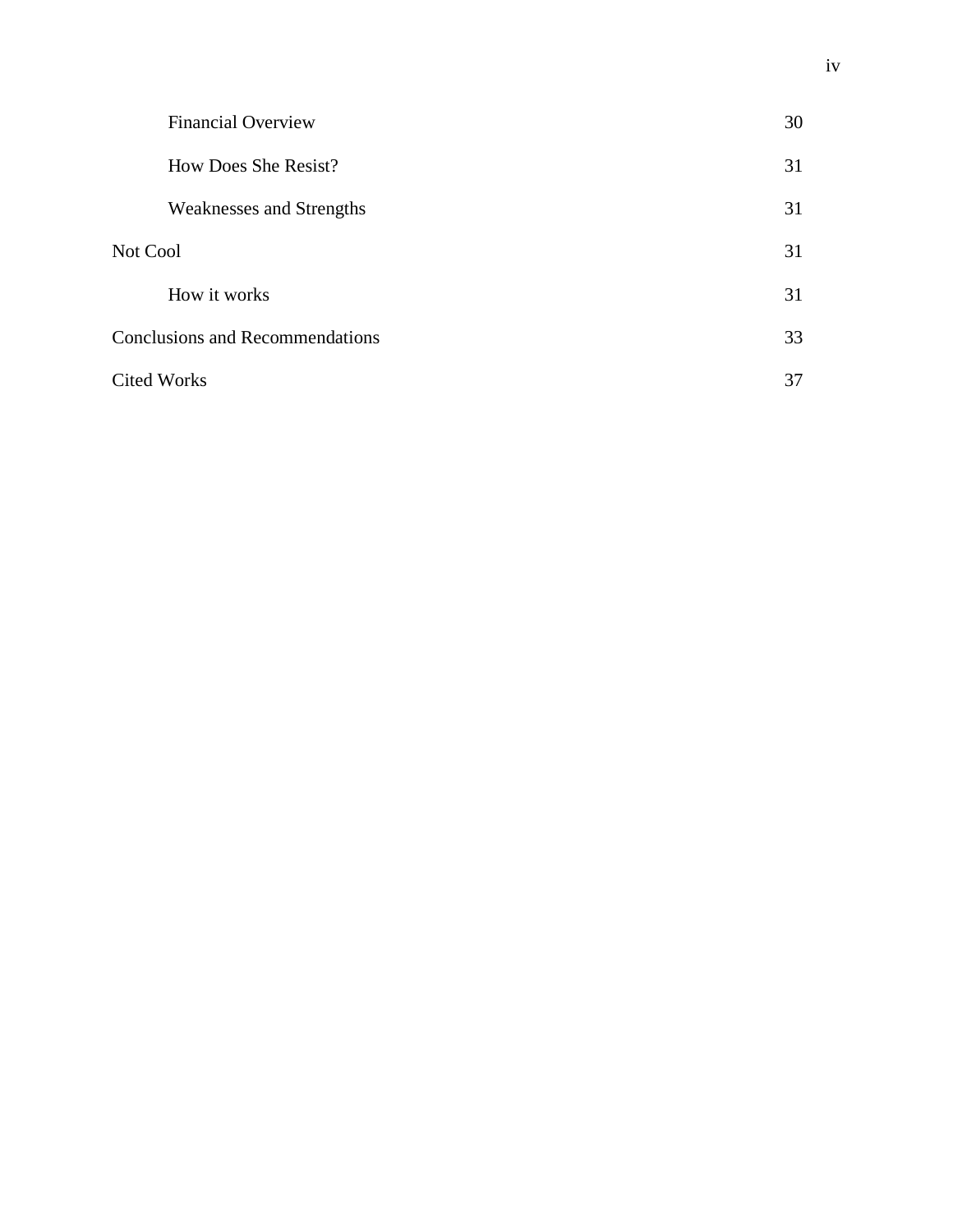| | |
|---|---|
| Financial Overview | 30 |
| How Does She Resist? | 31 |
| Weaknesses and Strengths | 31 |
| Not Cool | 31 |
| How it works | 31 |
| Conclusions and Recommendations | 33 |
| Cited Works | 37 |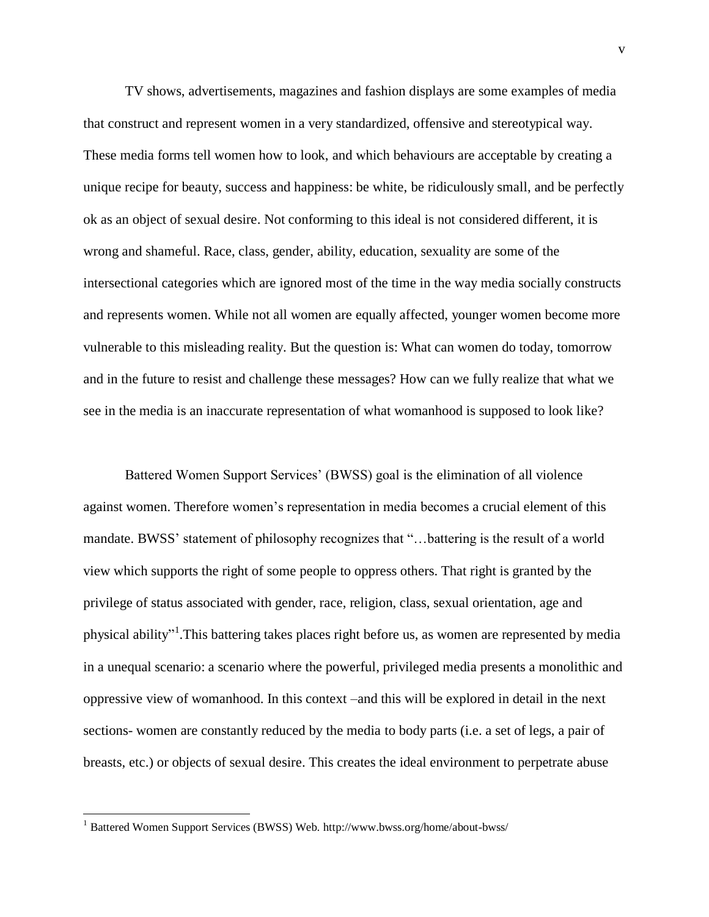TV shows, advertisements, magazines and fashion displays are some examples of media that construct and represent women in a very standardized, offensive and stereotypical way. These media forms tell women how to look, and which behaviours are acceptable by creating a unique recipe for beauty, success and happiness: be white, be ridiculously small, and be perfectly ok as an object of sexual desire. Not conforming to this ideal is not considered different, it is wrong and shameful. Race, class, gender, ability, education, sexuality are some of the intersectional categories which are ignored most of the time in the way media socially constructs and represents women. While not all women are equally affected, younger women become more vulnerable to this misleading reality. But the question is: What can women do today, tomorrow and in the future to resist and challenge these messages? How can we fully realize that what we see in the media is an inaccurate representation of what womanhood is supposed to look like?

Battered Women Support Services' (BWSS) goal is the elimination of all violence against women. Therefore women's representation in media becomes a crucial element of this mandate. BWSS' statement of philosophy recognizes that "…battering is the result of a world view which supports the right of some people to oppress others. That right is granted by the privilege of status associated with gender, race, religion, class, sexual orientation, age and physical ability"[1].This battering takes places right before us, as women are represented by media in a unequal scenario: a scenario where the powerful, privileged media presents a monolithic and oppressive view of womanhood. In this context –and this will be explored in detail in the next sections- women are constantly reduced by the media to body parts (i.e. a set of legs, a pair of breasts, etc.) or objects of sexual desire. This creates the ideal environment to perpetrate abuse

---

[1] Battered Women Support Services (BWSS) Web. http://www.bwss.org/home/about-bwss/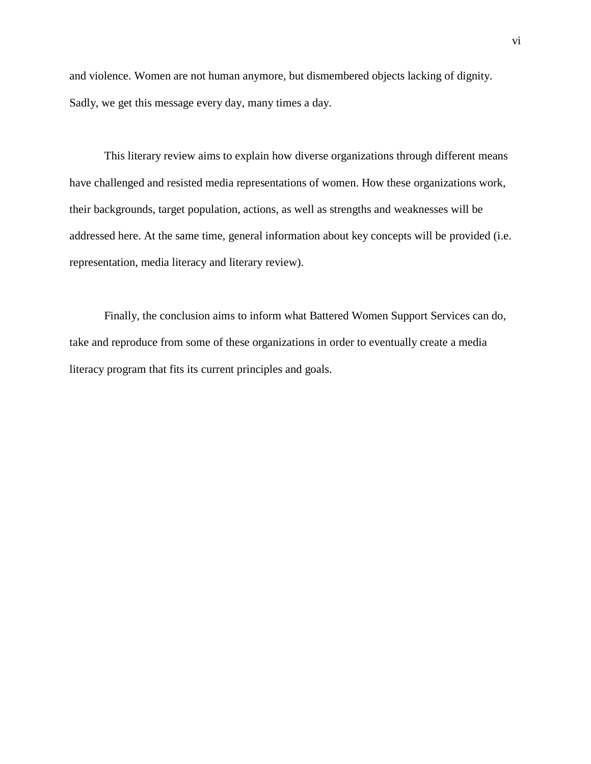and violence. Women are not human anymore, but dismembered objects lacking of dignity. Sadly, we get this message every day, many times a day.

This literary review aims to explain how diverse organizations through different means have challenged and resisted media representations of women. How these organizations work, their backgrounds, target population, actions, as well as strengths and weaknesses will be addressed here. At the same time, general information about key concepts will be provided (i.e. representation, media literacy and literary review).

Finally, the conclusion aims to inform what Battered Women Support Services can do, take and reproduce from some of these organizations in order to eventually create a media literacy program that fits its current principles and goals.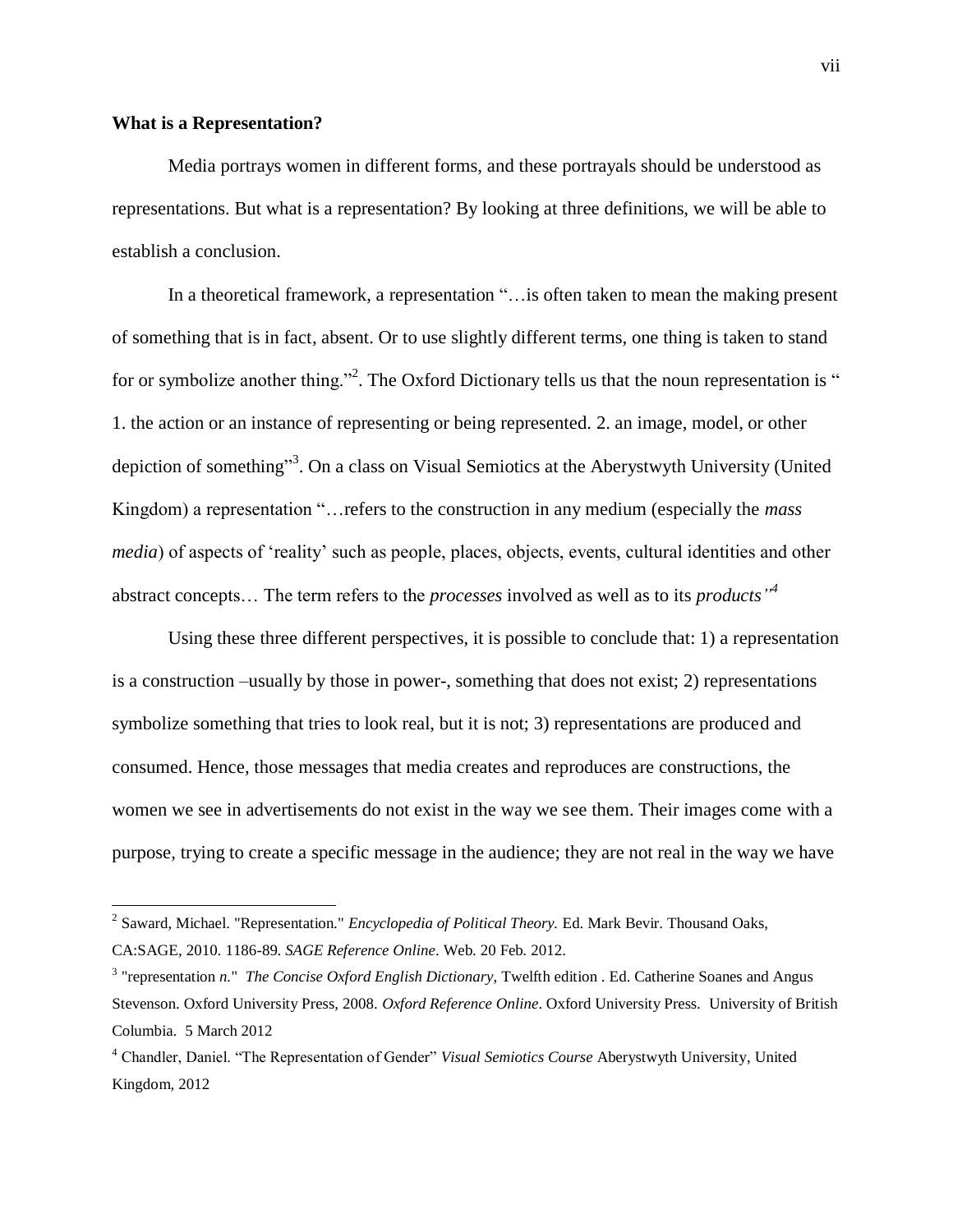**What is a Representation?**

Media portrays women in different forms, and these portrayals should be understood as representations. But what is a representation? By looking at three definitions, we will be able to establish a conclusion.

In a theoretical framework, a representation "…is often taken to mean the making present of something that is in fact, absent. Or to use slightly different terms, one thing is taken to stand for or symbolize another thing."[2]. The Oxford Dictionary tells us that the noun representation is " 1. the action or an instance of representing or being represented. 2. an image, model, or other depiction of something"[3]. On a class on Visual Semiotics at the Aberystwyth University (United Kingdom) a representation "…refers to the construction in any medium (especially the *mass media*) of aspects of 'reality' such as people, places, objects, events, cultural identities and other abstract concepts… The term refers to the *processes* involved as well as to its *products"*[4]

Using these three different perspectives, it is possible to conclude that: 1) a representation is a construction –usually by those in power-, something that does not exist; 2) representations symbolize something that tries to look real, but it is not; 3) representations are produced and consumed. Hence, those messages that media creates and reproduces are constructions, the women we see in advertisements do not exist in the way we see them. Their images come with a purpose, trying to create a specific message in the audience; they are not real in the way we have

---

[2] Saward, Michael. "Representation." *Encyclopedia of Political Theory.* Ed. Mark Bevir. Thousand Oaks, CA:SAGE, 2010. 1186-89. *SAGE Reference Online*. Web. 20 Feb. 2012.

[3] "representation *n.*" *The Concise Oxford English Dictionary,* Twelfth edition . Ed. Catherine Soanes and Angus Stevenson. Oxford University Press, 2008. *Oxford Reference Online*. Oxford University Press. University of British Columbia. 5 March 2012

[4] Chandler, Daniel. "The Representation of Gender" *Visual Semiotics Course* Aberystwyth University, United Kingdom, 2012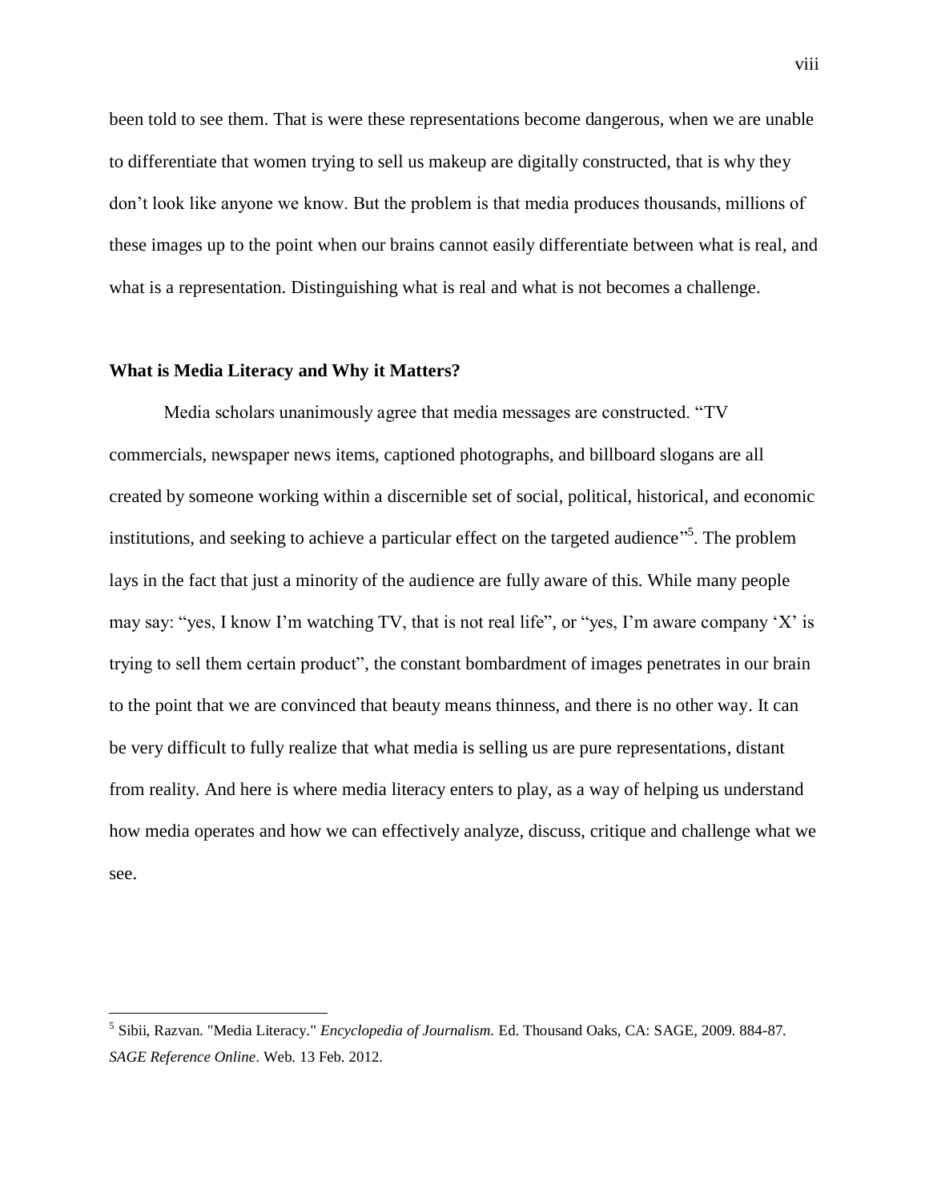been told to see them. That is were these representations become dangerous, when we are unable to differentiate that women trying to sell us makeup are digitally constructed, that is why they don't look like anyone we know. But the problem is that media produces thousands, millions of these images up to the point when our brains cannot easily differentiate between what is real, and what is a representation. Distinguishing what is real and what is not becomes a challenge.

### What is Media Literacy and Why it Matters?

Media scholars unanimously agree that media messages are constructed. "TV commercials, newspaper news items, captioned photographs, and billboard slogans are all created by someone working within a discernible set of social, political, historical, and economic institutions, and seeking to achieve a particular effect on the targeted audience"[5]. The problem lays in the fact that just a minority of the audience are fully aware of this. While many people may say: "yes, I know I'm watching TV, that is not real life", or "yes, I'm aware company 'X' is trying to sell them certain product", the constant bombardment of images penetrates in our brain to the point that we are convinced that beauty means thinness, and there is no other way. It can be very difficult to fully realize that what media is selling us are pure representations, distant from reality. And here is where media literacy enters to play, as a way of helping us understand how media operates and how we can effectively analyze, discuss, critique and challenge what we see.

---

[5] Sibii, Razvan. "Media Literacy." *Encyclopedia of Journalism.* Ed. Thousand Oaks, CA: SAGE, 2009. 884-87. *SAGE Reference Online*. Web. 13 Feb. 2012.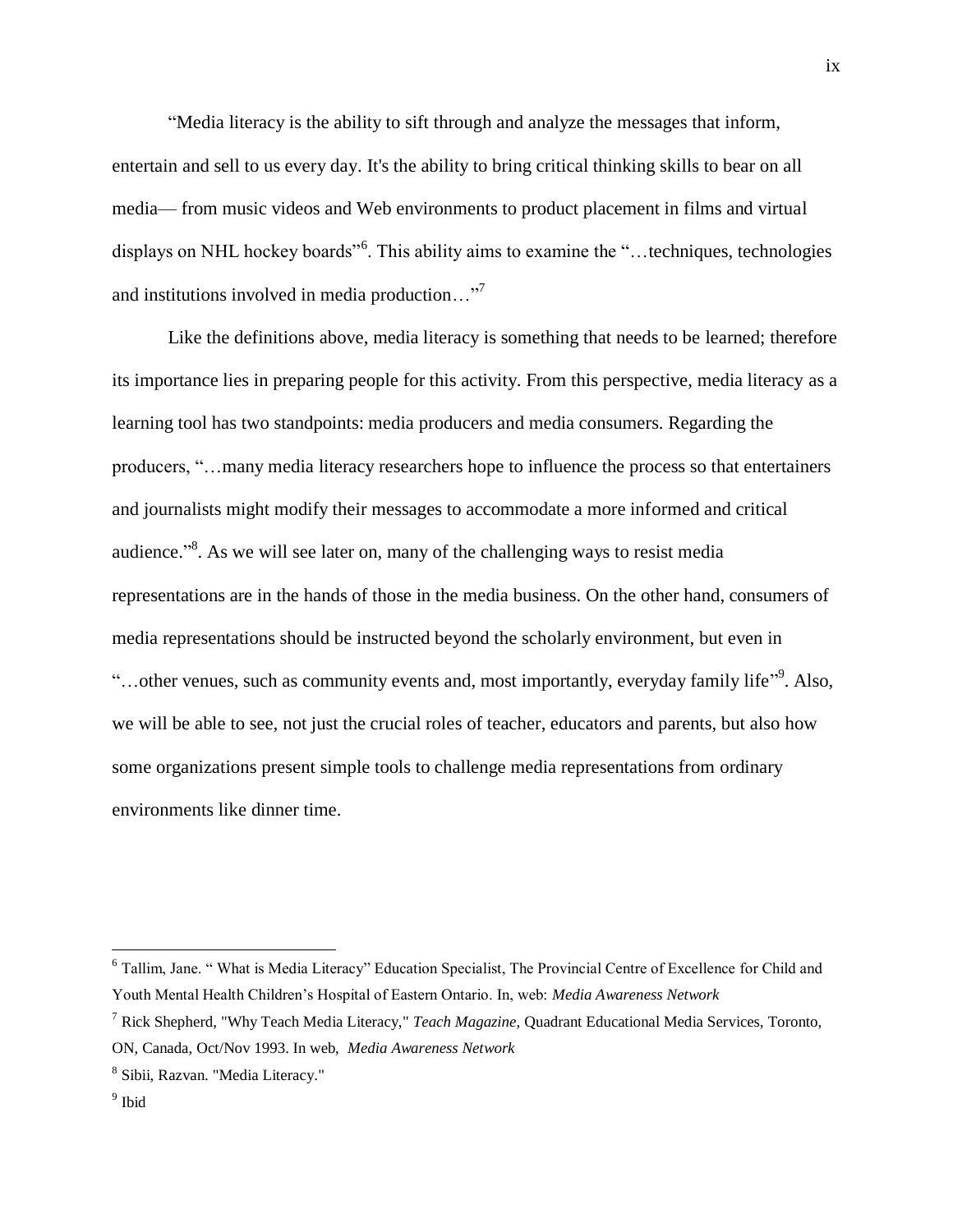"Media literacy is the ability to sift through and analyze the messages that inform, entertain and sell to us every day. It's the ability to bring critical thinking skills to bear on all media— from music videos and Web environments to product placement in films and virtual displays on NHL hockey boards"[6]. This ability aims to examine the "…techniques, technologies and institutions involved in media production…"[7]

Like the definitions above, media literacy is something that needs to be learned; therefore its importance lies in preparing people for this activity. From this perspective, media literacy as a learning tool has two standpoints: media producers and media consumers. Regarding the producers, "…many media literacy researchers hope to influence the process so that entertainers and journalists might modify their messages to accommodate a more informed and critical audience."[8]. As we will see later on, many of the challenging ways to resist media representations are in the hands of those in the media business. On the other hand, consumers of media representations should be instructed beyond the scholarly environment, but even in "…other venues, such as community events and, most importantly, everyday family life"[9]. Also, we will be able to see, not just the crucial roles of teacher, educators and parents, but also how some organizations present simple tools to challenge media representations from ordinary environments like dinner time.

---

[6] Tallim, Jane. " What is Media Literacy" Education Specialist, The Provincial Centre of Excellence for Child and Youth Mental Health Children's Hospital of Eastern Ontario. In, web: *Media Awareness Network*

[7] Rick Shepherd, "Why Teach Media Literacy," *Teach Magazine*, Quadrant Educational Media Services, Toronto, ON, Canada, Oct/Nov 1993. In web, *Media Awareness Network*

[8] Sibii, Razvan. "Media Literacy."

[9] Ibid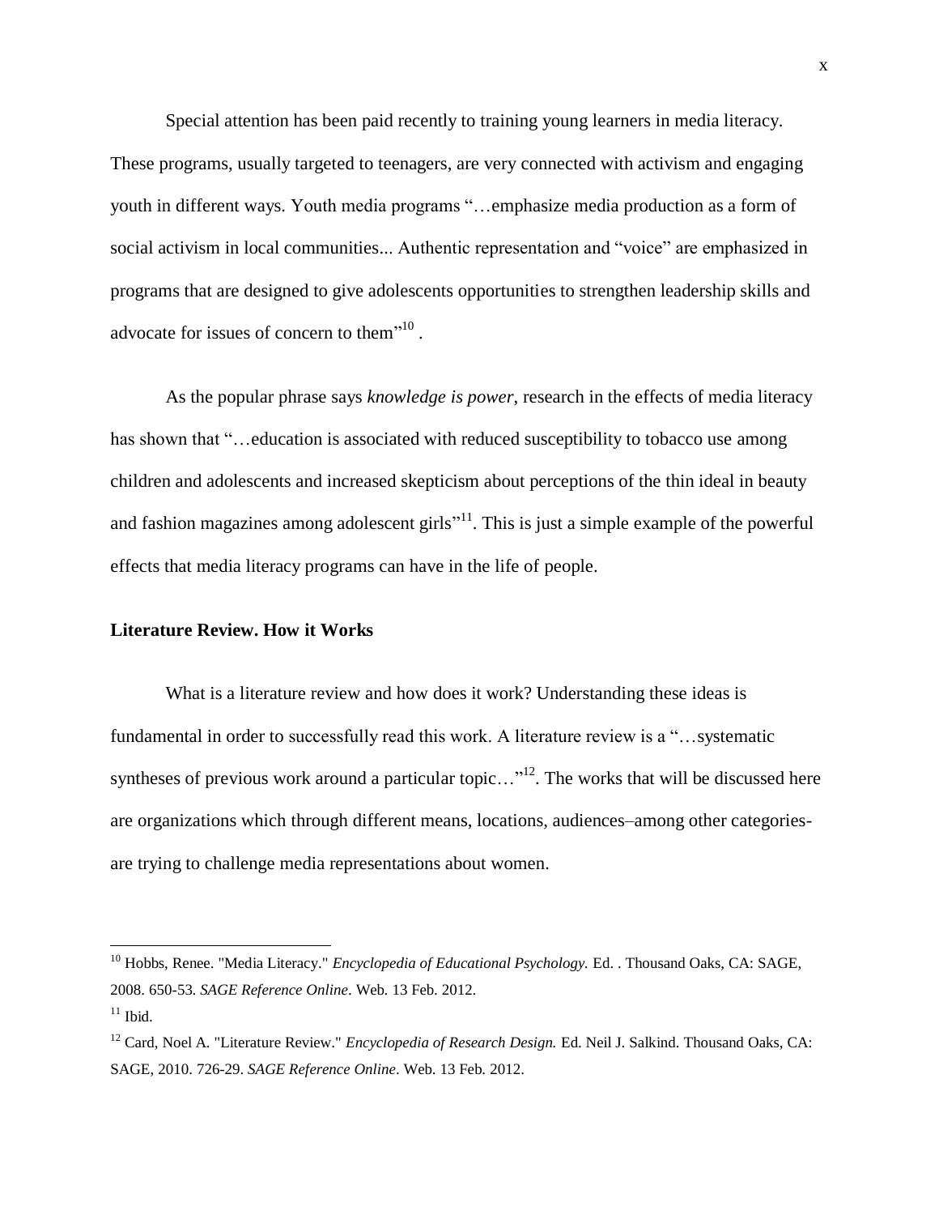Special attention has been paid recently to training young learners in media literacy. These programs, usually targeted to teenagers, are very connected with activism and engaging youth in different ways. Youth media programs "…emphasize media production as a form of social activism in local communities... Authentic representation and "voice" are emphasized in programs that are designed to give adolescents opportunities to strengthen leadership skills and advocate for issues of concern to them"[10] .

As the popular phrase says *knowledge is power*, research in the effects of media literacy has shown that "…education is associated with reduced susceptibility to tobacco use among children and adolescents and increased skepticism about perceptions of the thin ideal in beauty and fashion magazines among adolescent girls"[11]. This is just a simple example of the powerful effects that media literacy programs can have in the life of people.

**Literature Review. How it Works**

What is a literature review and how does it work? Understanding these ideas is fundamental in order to successfully read this work. A literature review is a "…systematic syntheses of previous work around a particular topic…"[12]. The works that will be discussed here are organizations which through different means, locations, audiences–among other categories- are trying to challenge media representations about women.

---

[10] Hobbs, Renee. "Media Literacy." *Encyclopedia of Educational Psychology.* Ed. . Thousand Oaks, CA: SAGE, 2008. 650-53. *SAGE Reference Online*. Web. 13 Feb. 2012.

[11] Ibid.

[12] Card, Noel A. "Literature Review." *Encyclopedia of Research Design.* Ed. Neil J. Salkind. Thousand Oaks, CA: SAGE, 2010. 726-29. *SAGE Reference Online*. Web. 13 Feb. 2012.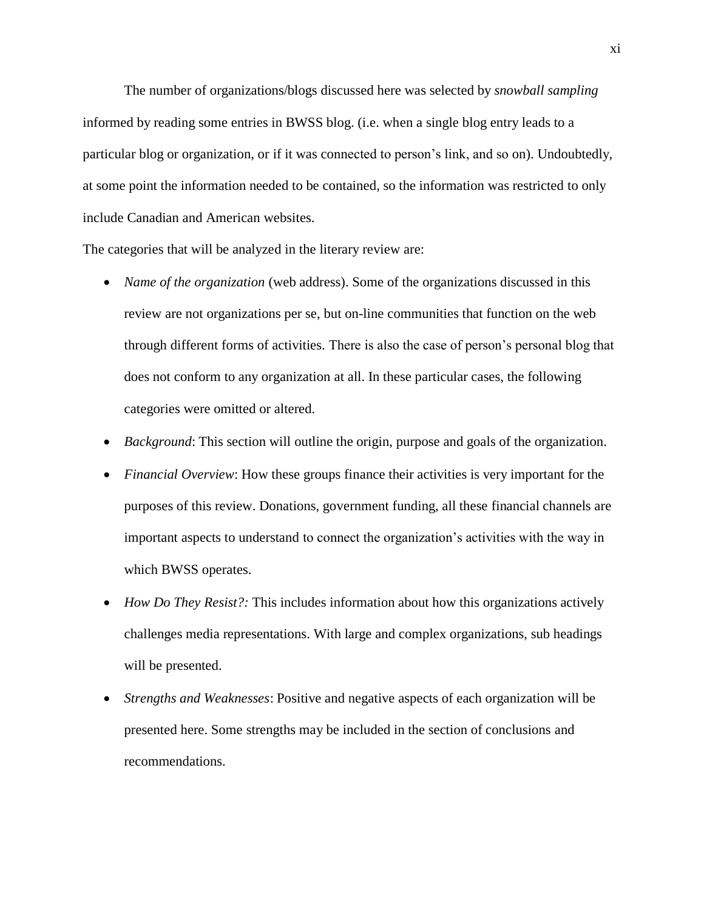The number of organizations/blogs discussed here was selected by *snowball sampling* informed by reading some entries in BWSS blog. (i.e. when a single blog entry leads to a particular blog or organization, or if it was connected to person's link, and so on). Undoubtedly, at some point the information needed to be contained, so the information was restricted to only include Canadian and American websites.

The categories that will be analyzed in the literary review are:

- *Name of the organization* (web address). Some of the organizations discussed in this review are not organizations per se, but on-line communities that function on the web through different forms of activities. There is also the case of person's personal blog that does not conform to any organization at all. In these particular cases, the following categories were omitted or altered.
- *Background*: This section will outline the origin, purpose and goals of the organization.
- *Financial Overview*: How these groups finance their activities is very important for the purposes of this review. Donations, government funding, all these financial channels are important aspects to understand to connect the organization's activities with the way in which BWSS operates.
- *How Do They Resist?:* This includes information about how this organizations actively challenges media representations. With large and complex organizations, sub headings will be presented.
- *Strengths and Weaknesses*: Positive and negative aspects of each organization will be presented here. Some strengths may be included in the section of conclusions and recommendations.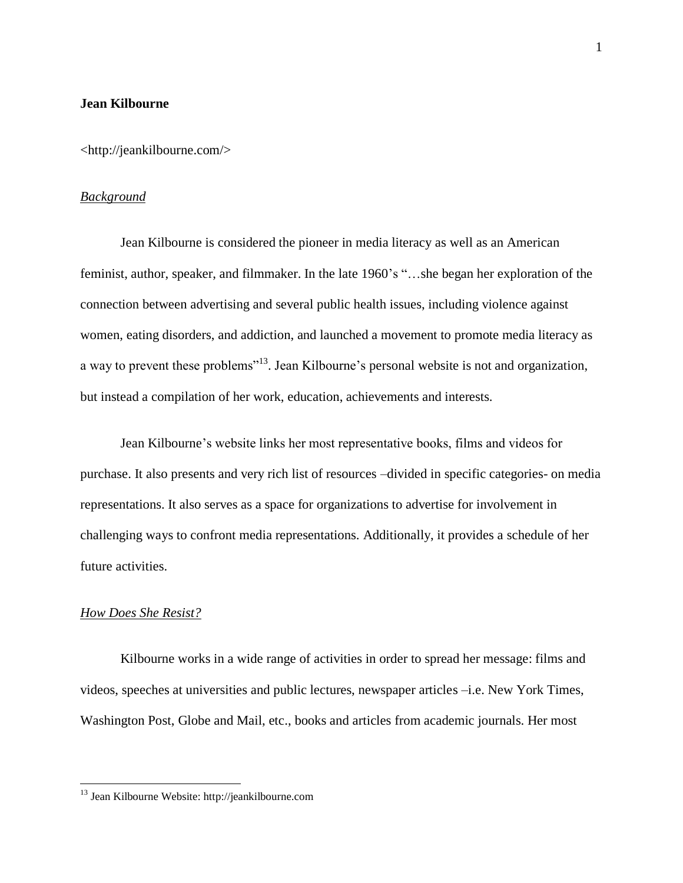**Jean Kilbourne**

<http://jeankilbourne.com/>

*Background*

Jean Kilbourne is considered the pioneer in media literacy as well as an American feminist, author, speaker, and filmmaker. In the late 1960's "…she began her exploration of the connection between advertising and several public health issues, including violence against women, eating disorders, and addiction, and launched a movement to promote media literacy as a way to prevent these problems"[13]. Jean Kilbourne's personal website is not and organization, but instead a compilation of her work, education, achievements and interests.

Jean Kilbourne's website links her most representative books, films and videos for purchase. It also presents and very rich list of resources –divided in specific categories- on media representations. It also serves as a space for organizations to advertise for involvement in challenging ways to confront media representations. Additionally, it provides a schedule of her future activities.

*How Does She Resist?*

Kilbourne works in a wide range of activities in order to spread her message: films and videos, speeches at universities and public lectures, newspaper articles –i.e. New York Times, Washington Post, Globe and Mail, etc., books and articles from academic journals. Her most

[13] Jean Kilbourne Website: http://jeankilbourne.com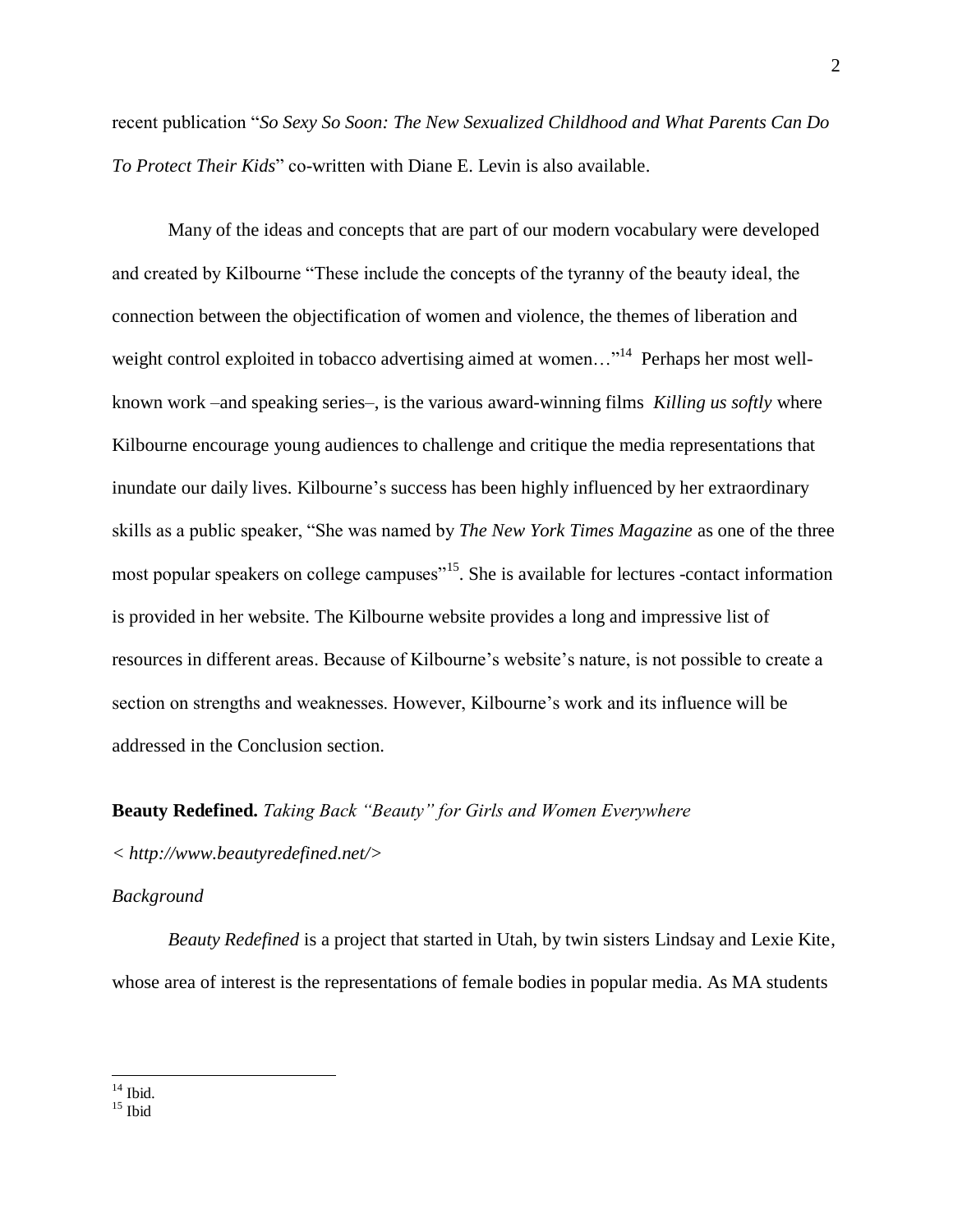recent publication "*So Sexy So Soon: The New Sexualized Childhood and What Parents Can Do To Protect Their Kids*" co-written with Diane E. Levin is also available.

Many of the ideas and concepts that are part of our modern vocabulary were developed and created by Kilbourne "These include the concepts of the tyranny of the beauty ideal, the connection between the objectification of women and violence, the themes of liberation and weight control exploited in tobacco advertising aimed at women…"[14] Perhaps her most well-known work –and speaking series–, is the various award-winning films *Killing us softly* where Kilbourne encourage young audiences to challenge and critique the media representations that inundate our daily lives. Kilbourne's success has been highly influenced by her extraordinary skills as a public speaker, "She was named by *The New York Times Magazine* as one of the three most popular speakers on college campuses"[15]. She is available for lectures -contact information is provided in her website. The Kilbourne website provides a long and impressive list of resources in different areas. Because of Kilbourne's website's nature, is not possible to create a section on strengths and weaknesses. However, Kilbourne's work and its influence will be addressed in the Conclusion section.

**Beauty Redefined.** *Taking Back "Beauty" for Girls and Women Everywhere*

*< http://www.beautyredefined.net/>*

*Background*

*Beauty Redefined* is a project that started in Utah, by twin sisters Lindsay and Lexie Kite, whose area of interest is the representations of female bodies in popular media. As MA students

---

[14] Ibid.

[15] Ibid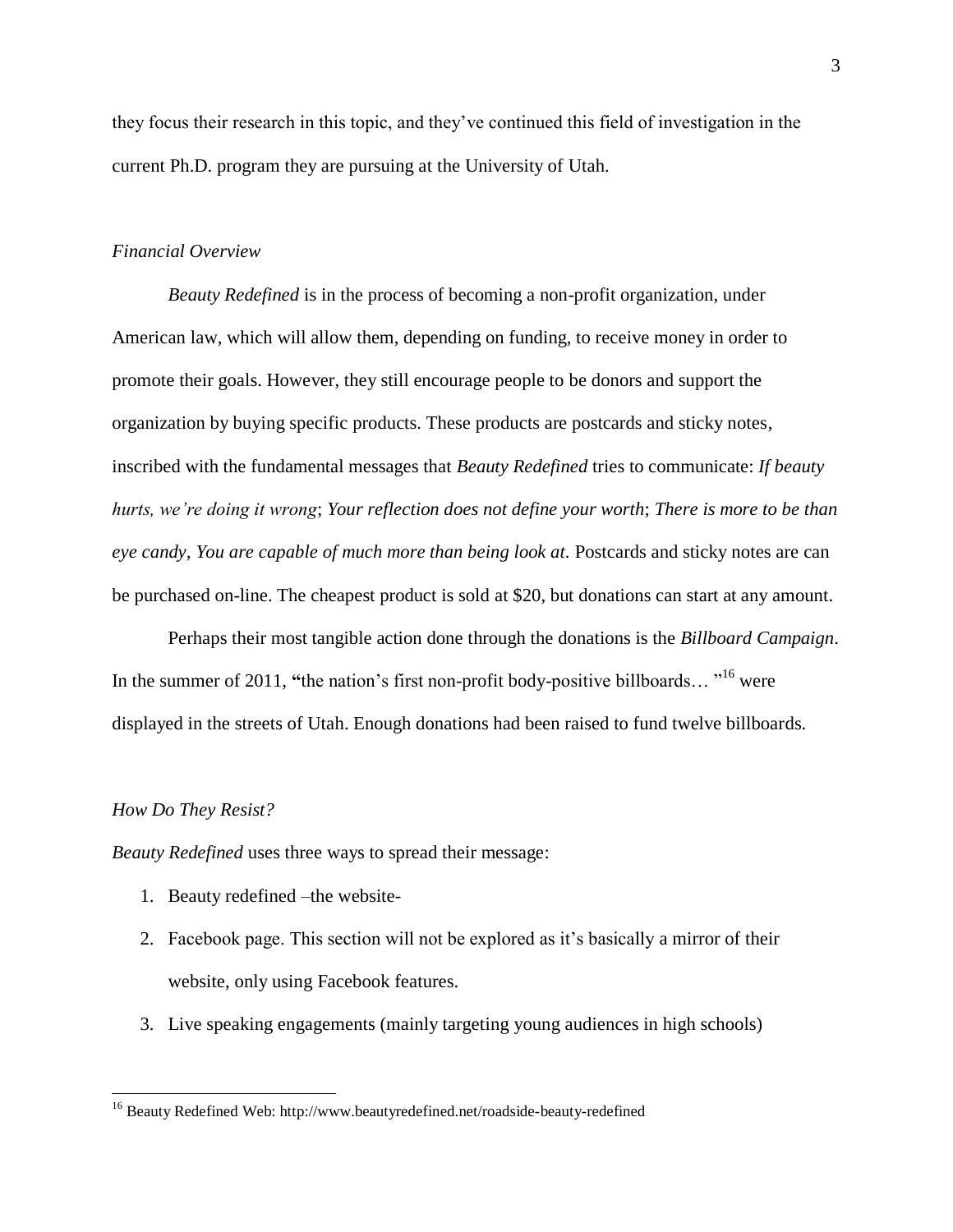they focus their research in this topic, and they've continued this field of investigation in the current Ph.D. program they are pursuing at the University of Utah.

*Financial Overview*

*Beauty Redefined* is in the process of becoming a non-profit organization, under American law, which will allow them, depending on funding, to receive money in order to promote their goals. However, they still encourage people to be donors and support the organization by buying specific products. These products are postcards and sticky notes, inscribed with the fundamental messages that *Beauty Redefined* tries to communicate: *If beauty hurts, we're doing it wrong*; *Your reflection does not define your worth*; *There is more to be than eye candy*, *You are capable of much more than being look at.* Postcards and sticky notes are can be purchased on-line. The cheapest product is sold at $20, but donations can start at any amount.

Perhaps their most tangible action done through the donations is the *Billboard Campaign*. In the summer of 2011, **"**the nation's first non-profit body-positive billboards… "[16] were displayed in the streets of Utah. Enough donations had been raised to fund twelve billboards.

*How Do They Resist?*

*Beauty Redefined* uses three ways to spread their message:

1. Beauty redefined –the website-
2. Facebook page. This section will not be explored as it's basically a mirror of their website, only using Facebook features.
3. Live speaking engagements (mainly targeting young audiences in high schools)

[16] Beauty Redefined Web: http://www.beautyredefined.net/roadside-beauty-redefined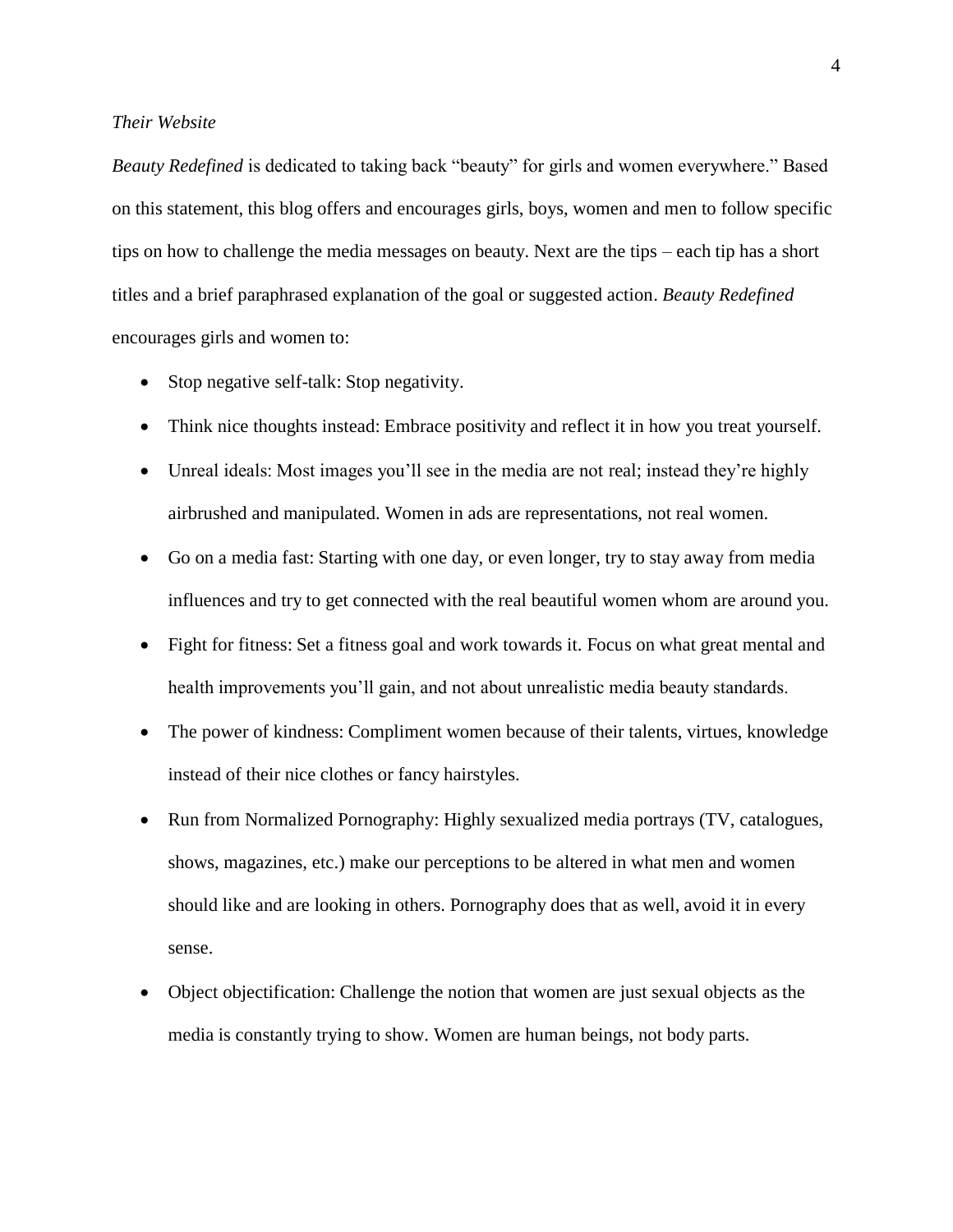*Their Website*

*Beauty Redefined* is dedicated to taking back "beauty" for girls and women everywhere." Based on this statement, this blog offers and encourages girls, boys, women and men to follow specific tips on how to challenge the media messages on beauty. Next are the tips – each tip has a short titles and a brief paraphrased explanation of the goal or suggested action. *Beauty Redefined* encourages girls and women to:

- Stop negative self-talk: Stop negativity.
- Think nice thoughts instead: Embrace positivity and reflect it in how you treat yourself.
- Unreal ideals: Most images you'll see in the media are not real; instead they're highly airbrushed and manipulated. Women in ads are representations, not real women.
- Go on a media fast: Starting with one day, or even longer, try to stay away from media influences and try to get connected with the real beautiful women whom are around you.
- Fight for fitness: Set a fitness goal and work towards it. Focus on what great mental and health improvements you'll gain, and not about unrealistic media beauty standards.
- The power of kindness: Compliment women because of their talents, virtues, knowledge instead of their nice clothes or fancy hairstyles.
- Run from Normalized Pornography: Highly sexualized media portrays (TV, catalogues, shows, magazines, etc.) make our perceptions to be altered in what men and women should like and are looking in others. Pornography does that as well, avoid it in every sense.
- Object objectification: Challenge the notion that women are just sexual objects as the media is constantly trying to show. Women are human beings, not body parts.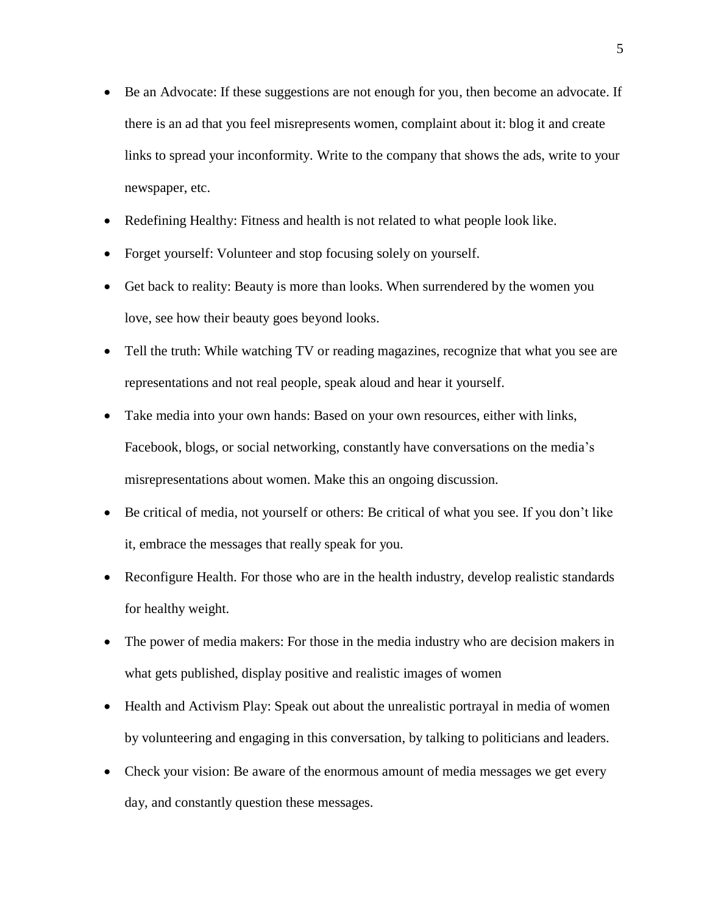- Be an Advocate: If these suggestions are not enough for you, then become an advocate. If there is an ad that you feel misrepresents women, complaint about it: blog it and create links to spread your inconformity. Write to the company that shows the ads, write to your newspaper, etc.
- Redefining Healthy: Fitness and health is not related to what people look like.
- Forget yourself: Volunteer and stop focusing solely on yourself.
- Get back to reality: Beauty is more than looks. When surrendered by the women you love, see how their beauty goes beyond looks.
- Tell the truth: While watching TV or reading magazines, recognize that what you see are representations and not real people, speak aloud and hear it yourself.
- Take media into your own hands: Based on your own resources, either with links, Facebook, blogs, or social networking, constantly have conversations on the media's misrepresentations about women. Make this an ongoing discussion.
- Be critical of media, not yourself or others: Be critical of what you see. If you don't like it, embrace the messages that really speak for you.
- Reconfigure Health. For those who are in the health industry, develop realistic standards for healthy weight.
- The power of media makers: For those in the media industry who are decision makers in what gets published, display positive and realistic images of women
- Health and Activism Play: Speak out about the unrealistic portrayal in media of women by volunteering and engaging in this conversation, by talking to politicians and leaders.
- Check your vision: Be aware of the enormous amount of media messages we get every day, and constantly question these messages.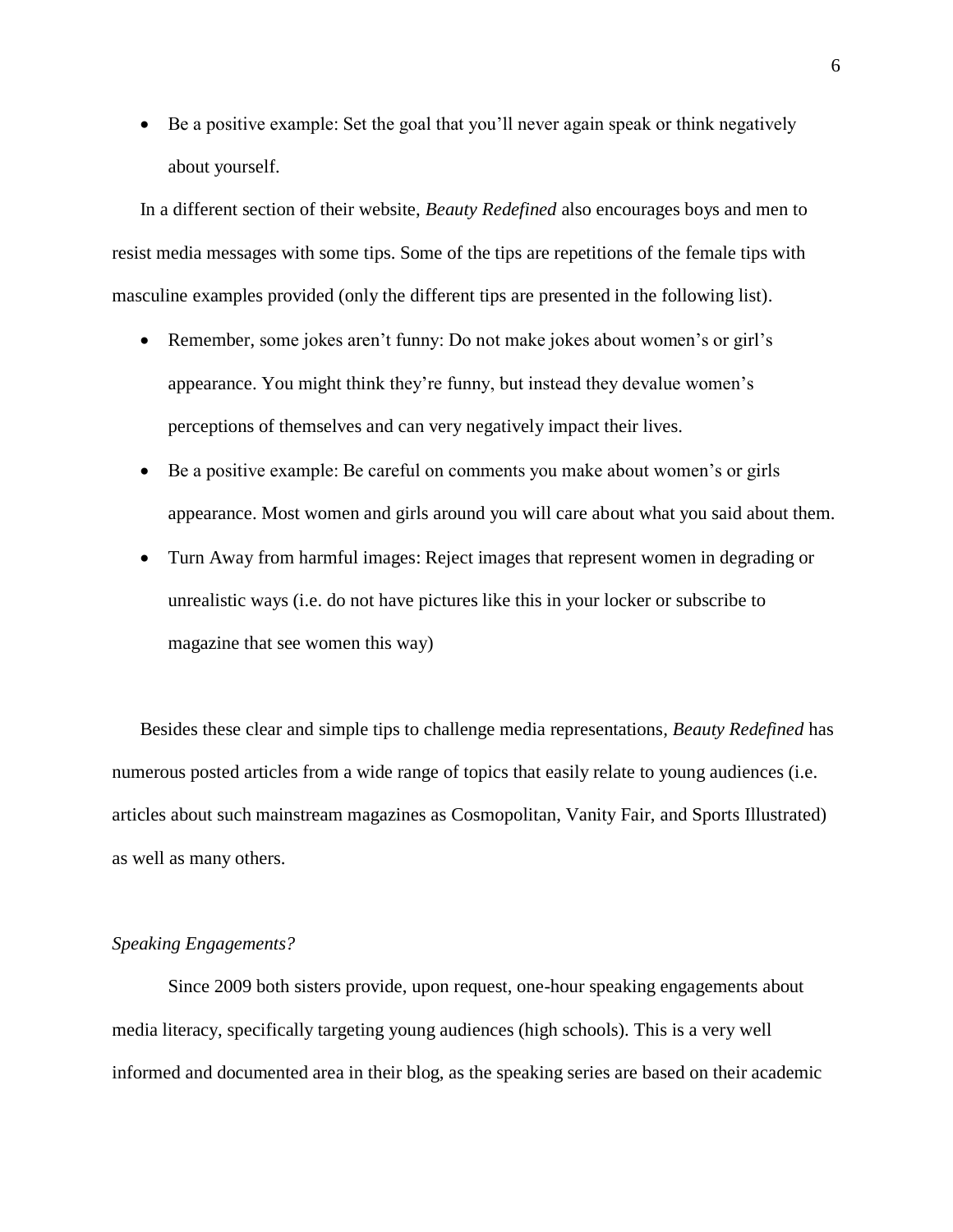- Be a positive example: Set the goal that you'll never again speak or think negatively about yourself.

In a different section of their website, *Beauty Redefined* also encourages boys and men to resist media messages with some tips. Some of the tips are repetitions of the female tips with masculine examples provided (only the different tips are presented in the following list).

- Remember, some jokes aren't funny: Do not make jokes about women's or girl's appearance. You might think they're funny, but instead they devalue women's perceptions of themselves and can very negatively impact their lives.
- Be a positive example: Be careful on comments you make about women's or girls appearance. Most women and girls around you will care about what you said about them.
- Turn Away from harmful images: Reject images that represent women in degrading or unrealistic ways (i.e. do not have pictures like this in your locker or subscribe to magazine that see women this way)

Besides these clear and simple tips to challenge media representations, *Beauty Redefined* has numerous posted articles from a wide range of topics that easily relate to young audiences (i.e. articles about such mainstream magazines as Cosmopolitan, Vanity Fair, and Sports Illustrated) as well as many others.

*Speaking Engagements?*

Since 2009 both sisters provide, upon request, one-hour speaking engagements about media literacy, specifically targeting young audiences (high schools). This is a very well informed and documented area in their blog, as the speaking series are based on their academic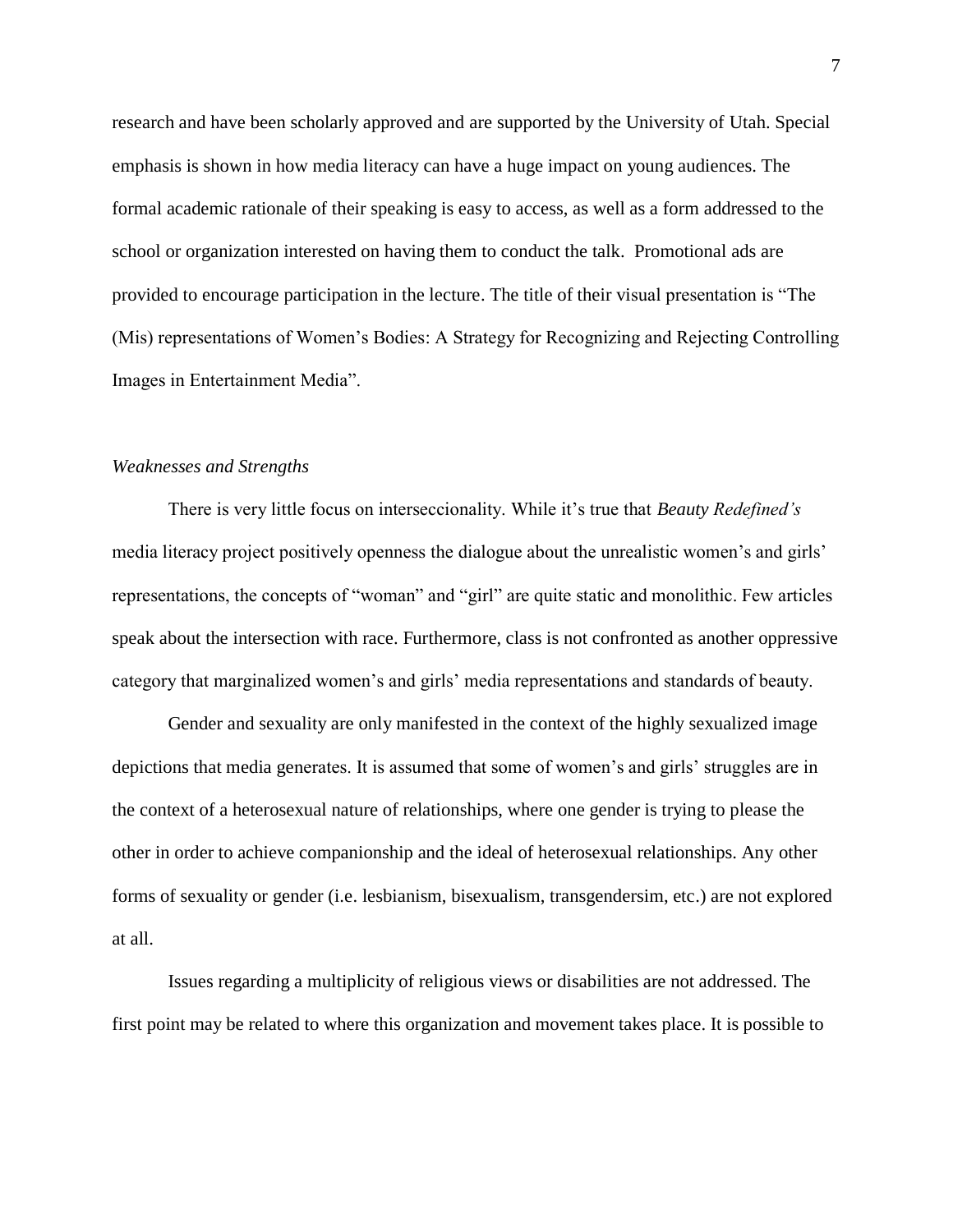research and have been scholarly approved and are supported by the University of Utah. Special emphasis is shown in how media literacy can have a huge impact on young audiences. The formal academic rationale of their speaking is easy to access, as well as a form addressed to the school or organization interested on having them to conduct the talk. Promotional ads are provided to encourage participation in the lecture. The title of their visual presentation is "The (Mis) representations of Women's Bodies: A Strategy for Recognizing and Rejecting Controlling Images in Entertainment Media".

### *Weaknesses and Strengths*

There is very little focus on interseccionality. While it's true that *Beauty Redefined's* media literacy project positively openness the dialogue about the unrealistic women's and girls' representations, the concepts of "woman" and "girl" are quite static and monolithic. Few articles speak about the intersection with race. Furthermore, class is not confronted as another oppressive category that marginalized women's and girls' media representations and standards of beauty.

Gender and sexuality are only manifested in the context of the highly sexualized image depictions that media generates. It is assumed that some of women's and girls' struggles are in the context of a heterosexual nature of relationships, where one gender is trying to please the other in order to achieve companionship and the ideal of heterosexual relationships. Any other forms of sexuality or gender (i.e. lesbianism, bisexualism, transgendersim, etc.) are not explored at all.

Issues regarding a multiplicity of religious views or disabilities are not addressed. The first point may be related to where this organization and movement takes place. It is possible to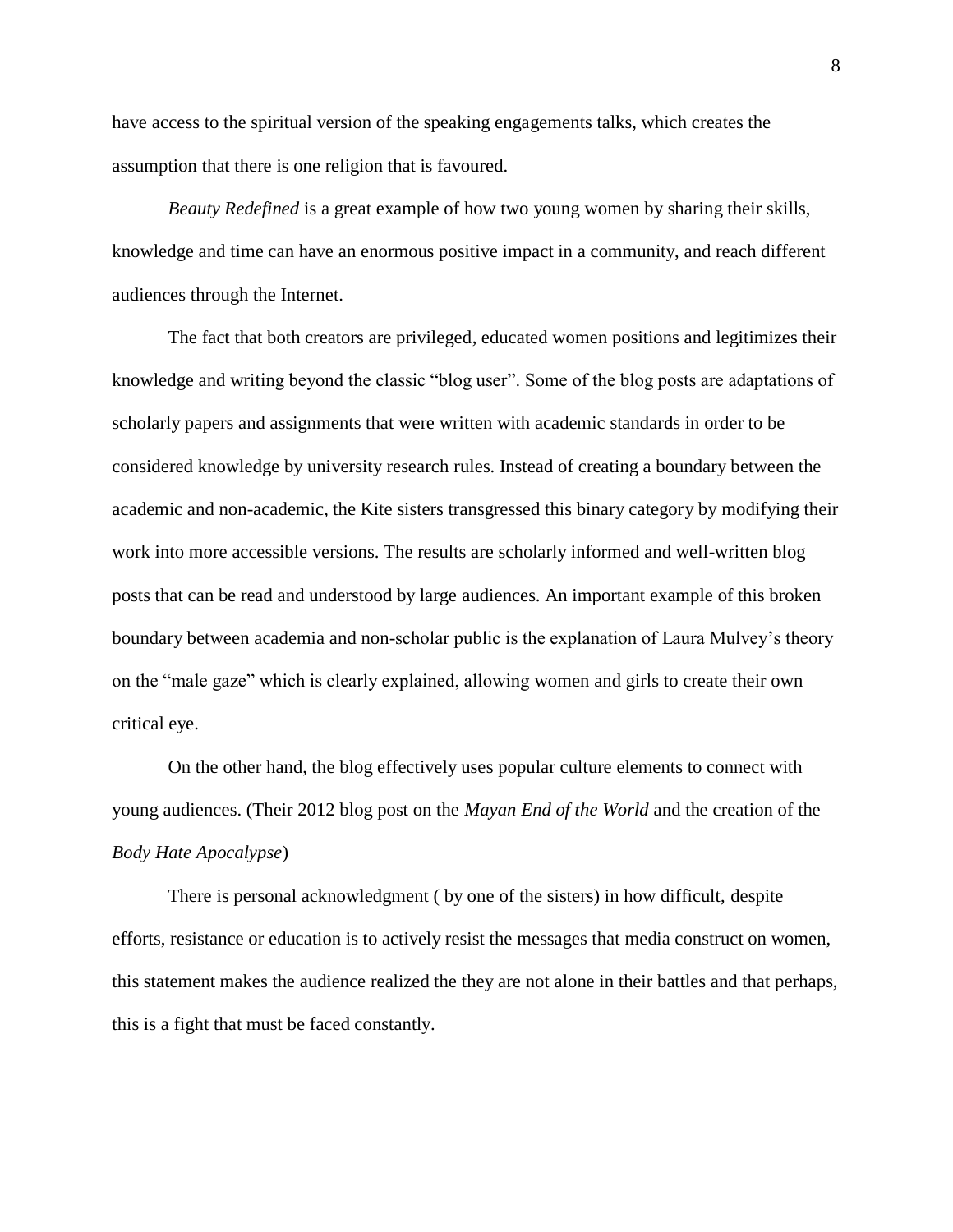have access to the spiritual version of the speaking engagements talks, which creates the assumption that there is one religion that is favoured.

*Beauty Redefined* is a great example of how two young women by sharing their skills, knowledge and time can have an enormous positive impact in a community, and reach different audiences through the Internet.

The fact that both creators are privileged, educated women positions and legitimizes their knowledge and writing beyond the classic "blog user". Some of the blog posts are adaptations of scholarly papers and assignments that were written with academic standards in order to be considered knowledge by university research rules. Instead of creating a boundary between the academic and non-academic, the Kite sisters transgressed this binary category by modifying their work into more accessible versions. The results are scholarly informed and well-written blog posts that can be read and understood by large audiences. An important example of this broken boundary between academia and non-scholar public is the explanation of Laura Mulvey's theory on the "male gaze" which is clearly explained, allowing women and girls to create their own critical eye.

On the other hand, the blog effectively uses popular culture elements to connect with young audiences. (Their 2012 blog post on the *Mayan End of the World* and the creation of the *Body Hate Apocalypse*)

There is personal acknowledgment ( by one of the sisters) in how difficult, despite efforts, resistance or education is to actively resist the messages that media construct on women, this statement makes the audience realized the they are not alone in their battles and that perhaps, this is a fight that must be faced constantly.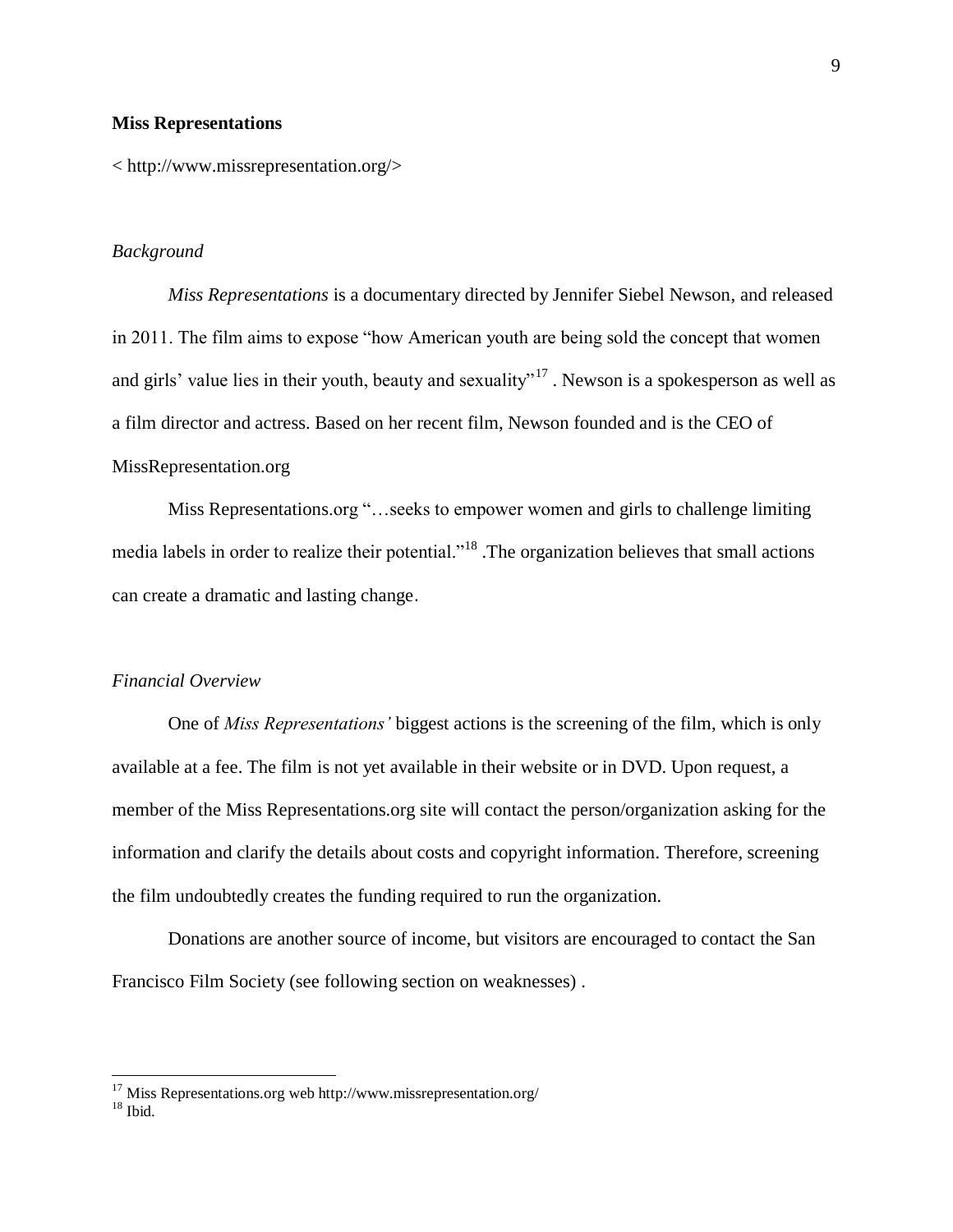**Miss Representations**

< http://www.missrepresentation.org/>

*Background*

*Miss Representations* is a documentary directed by Jennifer Siebel Newson, and released in 2011. The film aims to expose "how American youth are being sold the concept that women and girls' value lies in their youth, beauty and sexuality"[17] . Newson is a spokesperson as well as a film director and actress. Based on her recent film, Newson founded and is the CEO of MissRepresentation.org

Miss Representations.org "…seeks to empower women and girls to challenge limiting media labels in order to realize their potential."[18] .The organization believes that small actions can create a dramatic and lasting change.

*Financial Overview*

One of *Miss Representations'* biggest actions is the screening of the film, which is only available at a fee. The film is not yet available in their website or in DVD. Upon request, a member of the Miss Representations.org site will contact the person/organization asking for the information and clarify the details about costs and copyright information. Therefore, screening the film undoubtedly creates the funding required to run the organization.

Donations are another source of income, but visitors are encouraged to contact the San Francisco Film Society (see following section on weaknesses) .

---

[17] Miss Representations.org web http://www.missrepresentation.org/

[18] Ibid.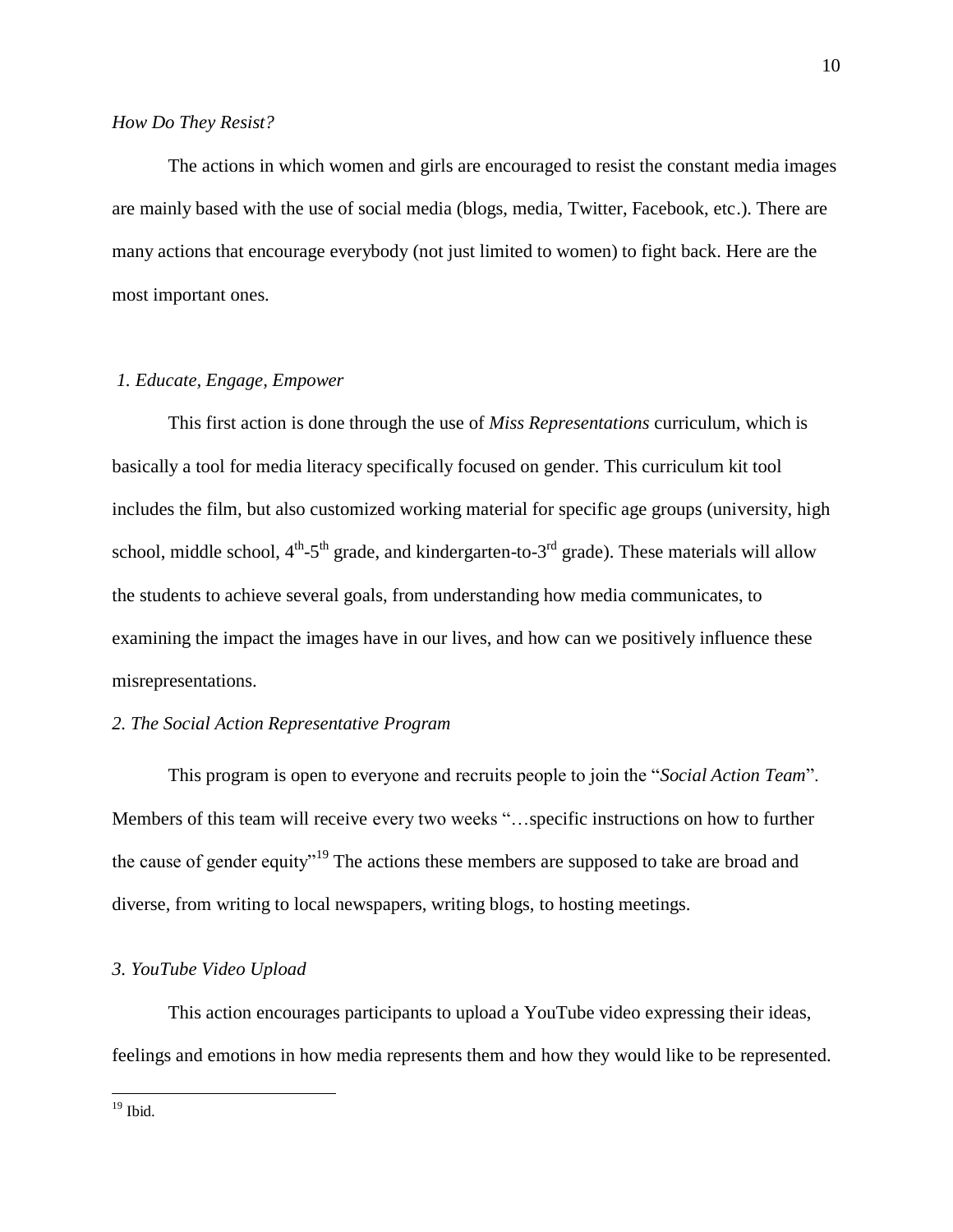*How Do They Resist?*

The actions in which women and girls are encouraged to resist the constant media images are mainly based with the use of social media (blogs, media, Twitter, Facebook, etc.). There are many actions that encourage everybody (not just limited to women) to fight back. Here are the most important ones.

*1. Educate, Engage, Empower*

This first action is done through the use of *Miss Representations* curriculum, which is basically a tool for media literacy specifically focused on gender. This curriculum kit tool includes the film, but also customized working material for specific age groups (university, high school, middle school, 4th-5th grade, and kindergarten-to-3rd grade). These materials will allow the students to achieve several goals, from understanding how media communicates, to examining the impact the images have in our lives, and how can we positively influence these misrepresentations.

*2. The Social Action Representative Program*

This program is open to everyone and recruits people to join the "*Social Action Team*". Members of this team will receive every two weeks "…specific instructions on how to further the cause of gender equity"[19] The actions these members are supposed to take are broad and diverse, from writing to local newspapers, writing blogs, to hosting meetings.

*3. YouTube Video Upload*

This action encourages participants to upload a YouTube video expressing their ideas, feelings and emotions in how media represents them and how they would like to be represented.

[19] Ibid.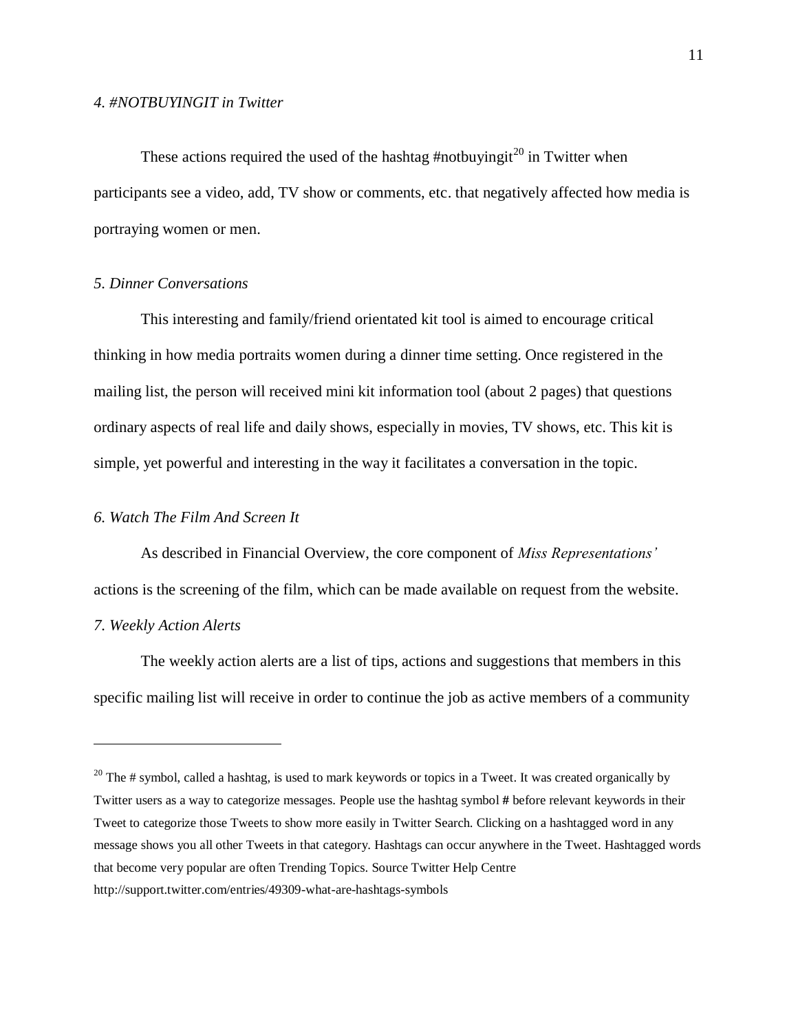*4. #NOTBUYINGIT in Twitter*

These actions required the used of the hashtag #notbuyingit[20] in Twitter when participants see a video, add, TV show or comments, etc. that negatively affected how media is portraying women or men.

*5. Dinner Conversations*

This interesting and family/friend orientated kit tool is aimed to encourage critical thinking in how media portraits women during a dinner time setting. Once registered in the mailing list, the person will received mini kit information tool (about 2 pages) that questions ordinary aspects of real life and daily shows, especially in movies, TV shows, etc. This kit is simple, yet powerful and interesting in the way it facilitates a conversation in the topic.

*6. Watch The Film And Screen It*

As described in Financial Overview, the core component of *Miss Representations'* actions is the screening of the film, which can be made available on request from the website.

*7. Weekly Action Alerts*

The weekly action alerts are a list of tips, actions and suggestions that members in this specific mailing list will receive in order to continue the job as active members of a community

---

[20] The # symbol, called a hashtag, is used to mark keywords or topics in a Tweet. It was created organically by Twitter users as a way to categorize messages. People use the hashtag symbol **#** before relevant keywords in their Tweet to categorize those Tweets to show more easily in Twitter Search. Clicking on a hashtagged word in any message shows you all other Tweets in that category. Hashtags can occur anywhere in the Tweet. Hashtagged words that become very popular are often Trending Topics. Source Twitter Help Centre http://support.twitter.com/entries/49309-what-are-hashtags-symbols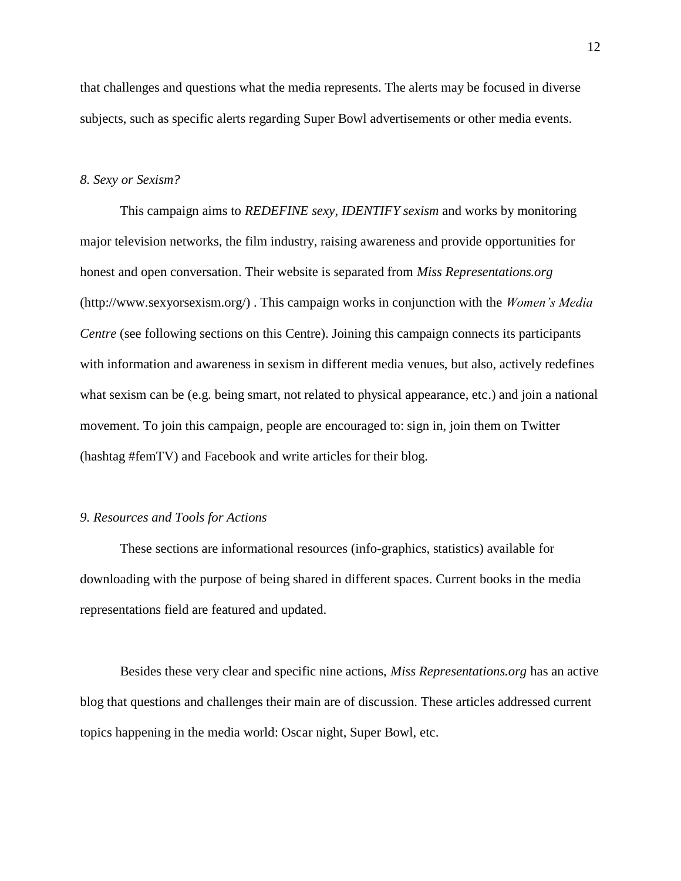that challenges and questions what the media represents. The alerts may be focused in diverse subjects, such as specific alerts regarding Super Bowl advertisements or other media events.

### *8. Sexy or Sexism?*

This campaign aims to *REDEFINE sexy, IDENTIFY sexism* and works by monitoring major television networks, the film industry, raising awareness and provide opportunities for honest and open conversation. Their website is separated from *Miss Representations.org* (http://www.sexyorsexism.org/) . This campaign works in conjunction with the *Women's Media Centre* (see following sections on this Centre). Joining this campaign connects its participants with information and awareness in sexism in different media venues, but also, actively redefines what sexism can be (e.g. being smart, not related to physical appearance, etc.) and join a national movement. To join this campaign, people are encouraged to: sign in, join them on Twitter (hashtag #femTV) and Facebook and write articles for their blog.

### *9. Resources and Tools for Actions*

These sections are informational resources (info-graphics, statistics) available for downloading with the purpose of being shared in different spaces. Current books in the media representations field are featured and updated.

Besides these very clear and specific nine actions, *Miss Representations.org* has an active blog that questions and challenges their main are of discussion. These articles addressed current topics happening in the media world: Oscar night, Super Bowl, etc.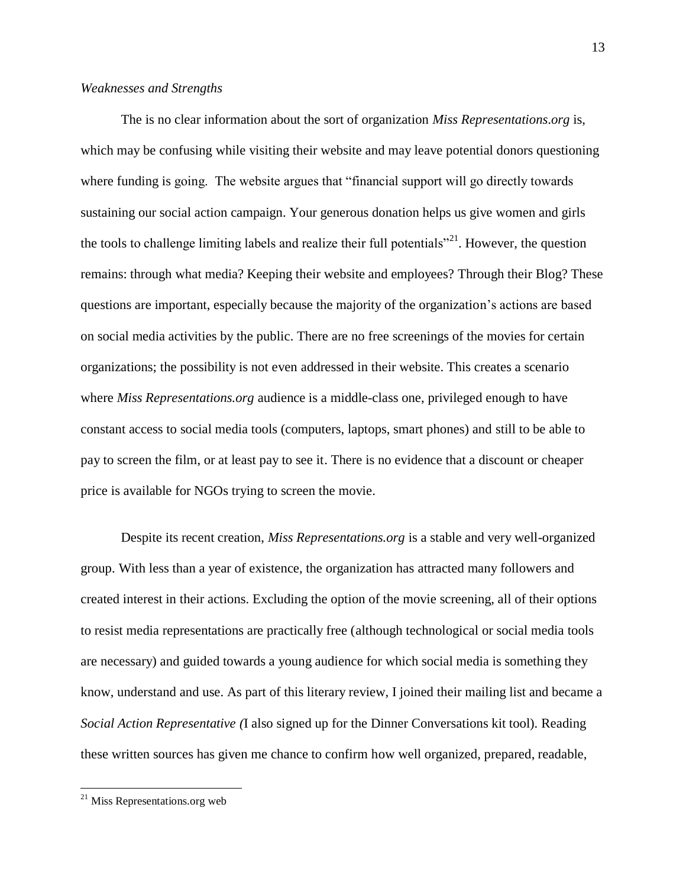*Weaknesses and Strengths*

The is no clear information about the sort of organization *Miss Representations.org* is, which may be confusing while visiting their website and may leave potential donors questioning where funding is going. The website argues that "financial support will go directly towards sustaining our social action campaign. Your generous donation helps us give women and girls the tools to challenge limiting labels and realize their full potentials"[21]. However, the question remains: through what media? Keeping their website and employees? Through their Blog? These questions are important, especially because the majority of the organization's actions are based on social media activities by the public. There are no free screenings of the movies for certain organizations; the possibility is not even addressed in their website. This creates a scenario where *Miss Representations.org* audience is a middle-class one, privileged enough to have constant access to social media tools (computers, laptops, smart phones) and still to be able to pay to screen the film, or at least pay to see it. There is no evidence that a discount or cheaper price is available for NGOs trying to screen the movie.

Despite its recent creation, *Miss Representations.org* is a stable and very well-organized group. With less than a year of existence, the organization has attracted many followers and created interest in their actions. Excluding the option of the movie screening, all of their options to resist media representations are practically free (although technological or social media tools are necessary) and guided towards a young audience for which social media is something they know, understand and use. As part of this literary review, I joined their mailing list and became a *Social Action Representative (*I also signed up for the Dinner Conversations kit tool). Reading these written sources has given me chance to confirm how well organized, prepared, readable,

[21] Miss Representations.org web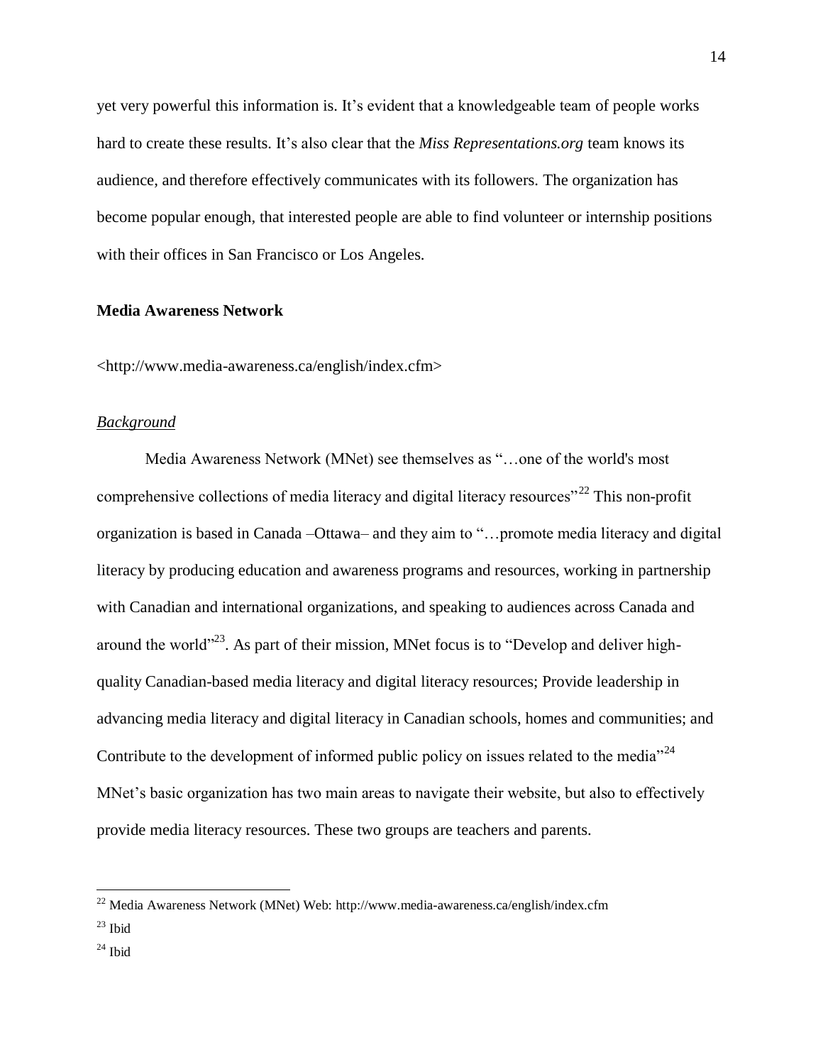yet very powerful this information is. It's evident that a knowledgeable team of people works hard to create these results. It's also clear that the *Miss Representations.org* team knows its audience, and therefore effectively communicates with its followers. The organization has become popular enough, that interested people are able to find volunteer or internship positions with their offices in San Francisco or Los Angeles.

**Media Awareness Network**

<http://www.media-awareness.ca/english/index.cfm>

*Background*

Media Awareness Network (MNet) see themselves as "…one of the world's most comprehensive collections of media literacy and digital literacy resources"[22] This non-profit organization is based in Canada –Ottawa– and they aim to "…promote media literacy and digital literacy by producing education and awareness programs and resources, working in partnership with Canadian and international organizations, and speaking to audiences across Canada and around the world"[23]. As part of their mission, MNet focus is to "Develop and deliver high-quality Canadian-based media literacy and digital literacy resources; Provide leadership in advancing media literacy and digital literacy in Canadian schools, homes and communities; and Contribute to the development of informed public policy on issues related to the media"[24] MNet's basic organization has two main areas to navigate their website, but also to effectively provide media literacy resources. These two groups are teachers and parents.

---

[22] Media Awareness Network (MNet) Web: http://www.media-awareness.ca/english/index.cfm

[23] Ibid

[24] Ibid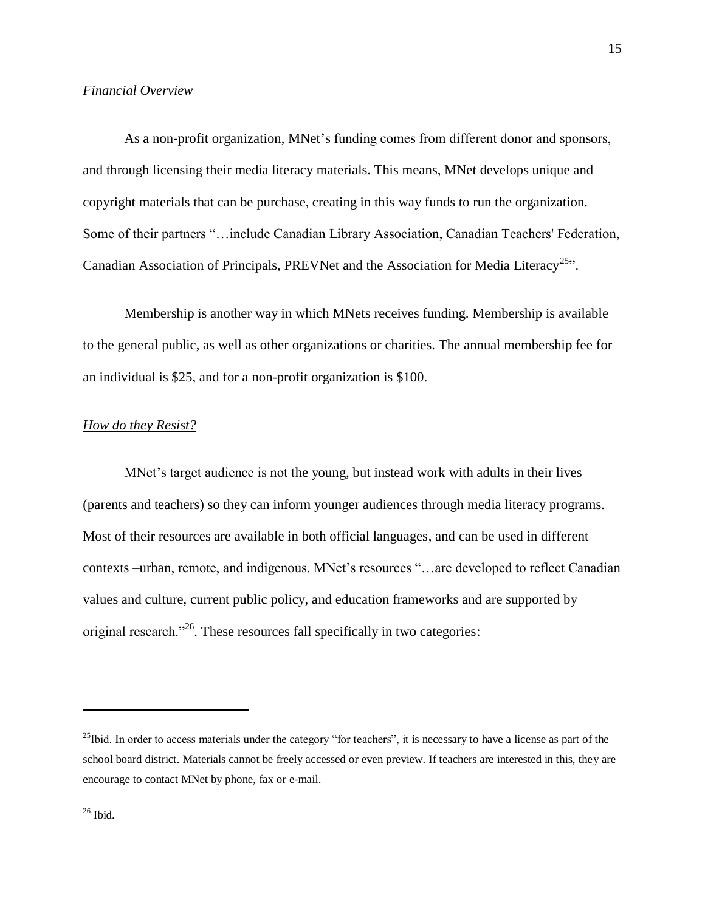*Financial Overview*

As a non-profit organization, MNet's funding comes from different donor and sponsors, and through licensing their media literacy materials. This means, MNet develops unique and copyright materials that can be purchase, creating in this way funds to run the organization. Some of their partners "…include Canadian Library Association, Canadian Teachers' Federation, Canadian Association of Principals, PREVNet and the Association for Media Literacy[25]".

Membership is another way in which MNets receives funding. Membership is available to the general public, as well as other organizations or charities. The annual membership fee for an individual is $25, and for a non-profit organization is $100.

*<u>How do they Resist?</u>*

MNet's target audience is not the young, but instead work with adults in their lives (parents and teachers) so they can inform younger audiences through media literacy programs. Most of their resources are available in both official languages, and can be used in different contexts –urban, remote, and indigenous. MNet's resources "…are developed to reflect Canadian values and culture, current public policy, and education frameworks and are supported by original research."[26]. These resources fall specifically in two categories:

---

[25]Ibid. In order to access materials under the category "for teachers", it is necessary to have a license as part of the school board district. Materials cannot be freely accessed or even preview. If teachers are interested in this, they are encourage to contact MNet by phone, fax or e-mail.

[26] Ibid.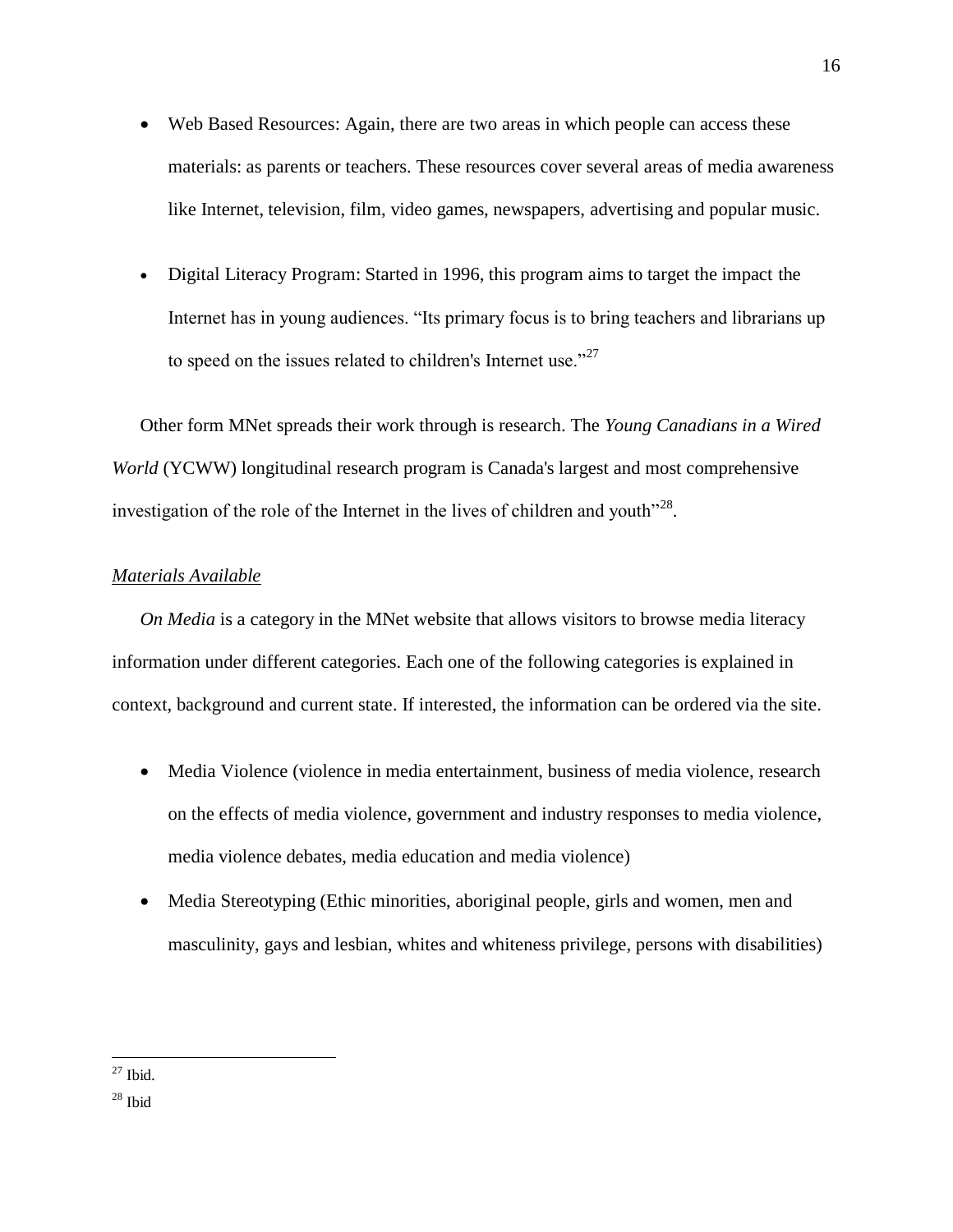- Web Based Resources: Again, there are two areas in which people can access these materials: as parents or teachers. These resources cover several areas of media awareness like Internet, television, film, video games, newspapers, advertising and popular music.

- Digital Literacy Program: Started in 1996, this program aims to target the impact the Internet has in young audiences. "Its primary focus is to bring teachers and librarians up to speed on the issues related to children's Internet use."[27]

Other form MNet spreads their work through is research. The *Young Canadians in a Wired World* (YCWW) longitudinal research program is Canada's largest and most comprehensive investigation of the role of the Internet in the lives of children and youth"[28].

<u>*Materials Available*</u>

*On Media* is a category in the MNet website that allows visitors to browse media literacy information under different categories. Each one of the following categories is explained in context, background and current state. If interested, the information can be ordered via the site.

- Media Violence (violence in media entertainment, business of media violence, research on the effects of media violence, government and industry responses to media violence, media violence debates, media education and media violence)
- Media Stereotyping (Ethic minorities, aboriginal people, girls and women, men and masculinity, gays and lesbian, whites and whiteness privilege, persons with disabilities)

---

[27] Ibid.

[28] Ibid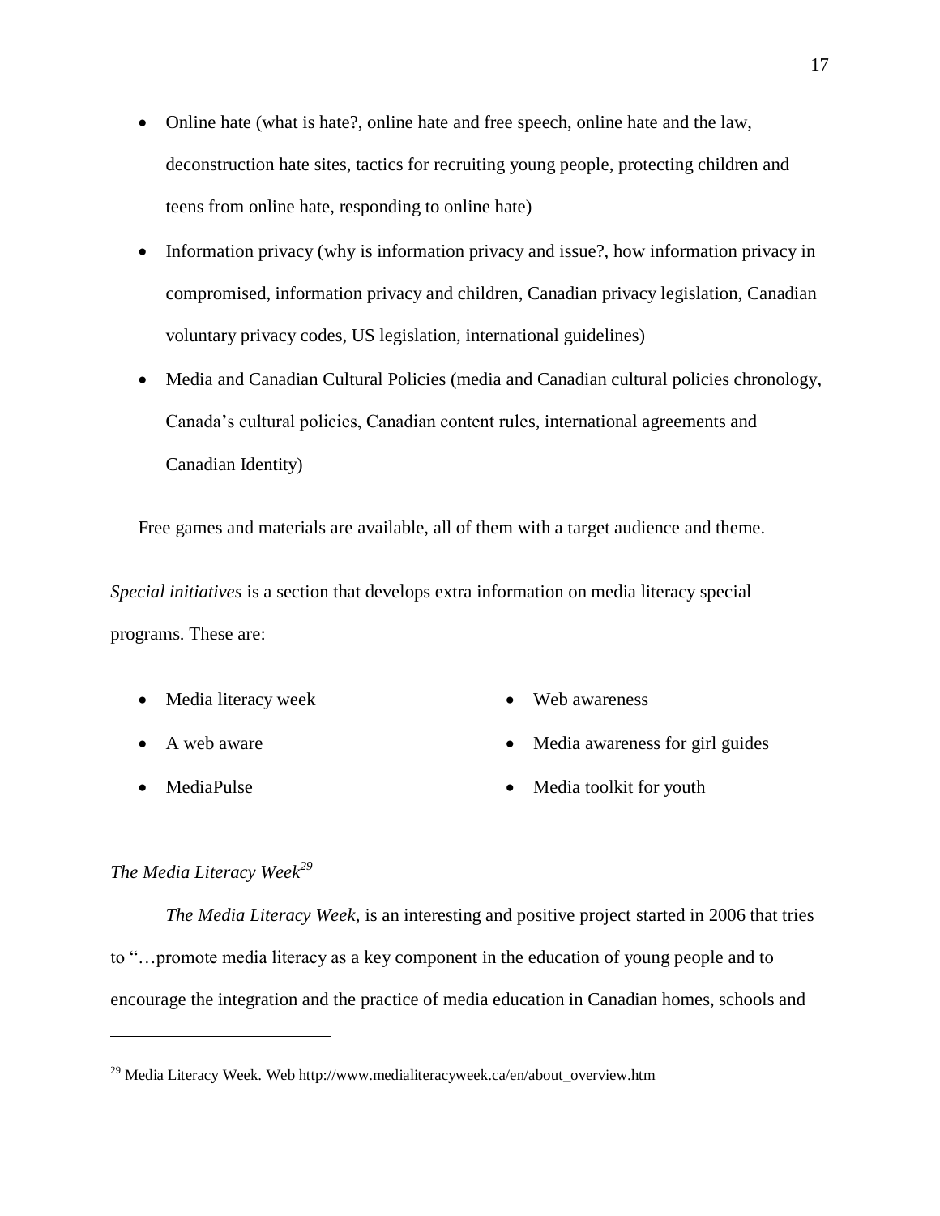- Online hate (what is hate?, online hate and free speech, online hate and the law, deconstruction hate sites, tactics for recruiting young people, protecting children and teens from online hate, responding to online hate)
- Information privacy (why is information privacy and issue?, how information privacy in compromised, information privacy and children, Canadian privacy legislation, Canadian voluntary privacy codes, US legislation, international guidelines)
- Media and Canadian Cultural Policies (media and Canadian cultural policies chronology, Canada's cultural policies, Canadian content rules, international agreements and Canadian Identity)

Free games and materials are available, all of them with a target audience and theme.

*Special initiatives* is a section that develops extra information on media literacy special programs. These are:

- Media literacy week
- A web aware
- MediaPulse
- Web awareness
- Media awareness for girl guides
- Media toolkit for youth

*The Media Literacy Week*[29]

*The Media Literacy Week,* is an interesting and positive project started in 2006 that tries to "…promote media literacy as a key component in the education of young people and to encourage the integration and the practice of media education in Canadian homes, schools and

[29] Media Literacy Week. Web http://www.medialiteracyweek.ca/en/about_overview.htm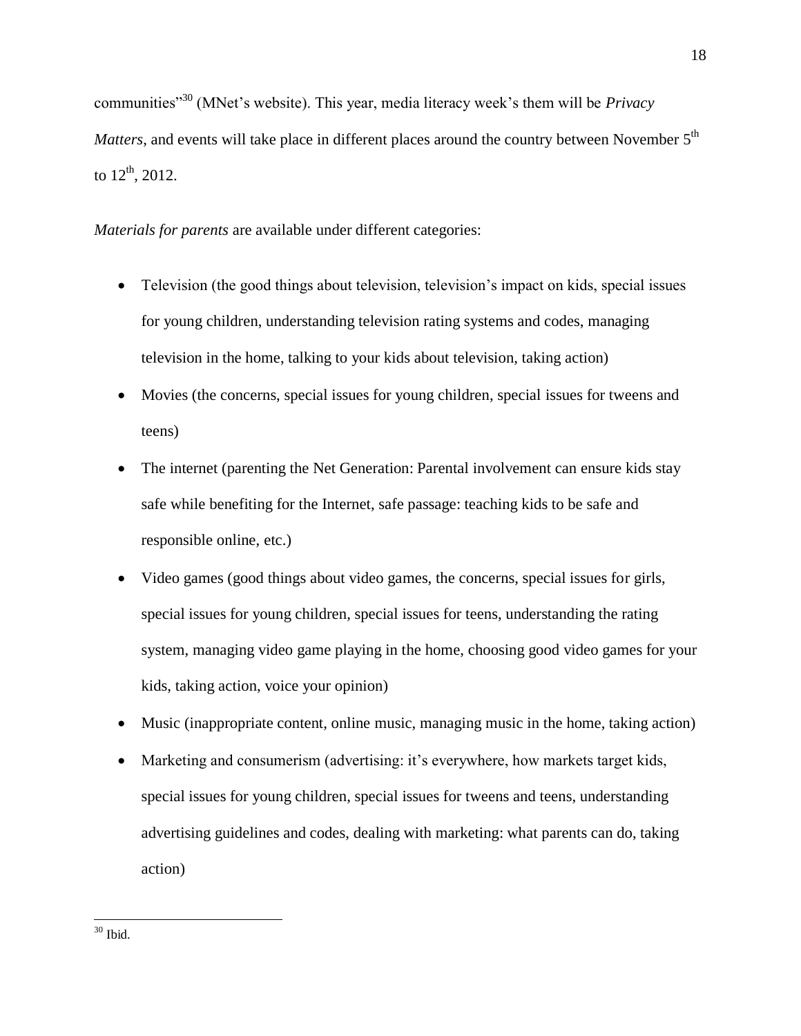communities"[30] (MNet's website). This year, media literacy week's them will be *Privacy Matters*, and events will take place in different places around the country between November 5th to 12th, 2012.

*Materials for parents* are available under different categories:

- Television (the good things about television, television's impact on kids, special issues for young children, understanding television rating systems and codes, managing television in the home, talking to your kids about television, taking action)
- Movies (the concerns, special issues for young children, special issues for tweens and teens)
- The internet (parenting the Net Generation: Parental involvement can ensure kids stay safe while benefiting for the Internet, safe passage: teaching kids to be safe and responsible online, etc.)
- Video games (good things about video games, the concerns, special issues for girls, special issues for young children, special issues for teens, understanding the rating system, managing video game playing in the home, choosing good video games for your kids, taking action, voice your opinion)
- Music (inappropriate content, online music, managing music in the home, taking action)
- Marketing and consumerism (advertising: it's everywhere, how markets target kids, special issues for young children, special issues for tweens and teens, understanding advertising guidelines and codes, dealing with marketing: what parents can do, taking action)

---

[30] Ibid.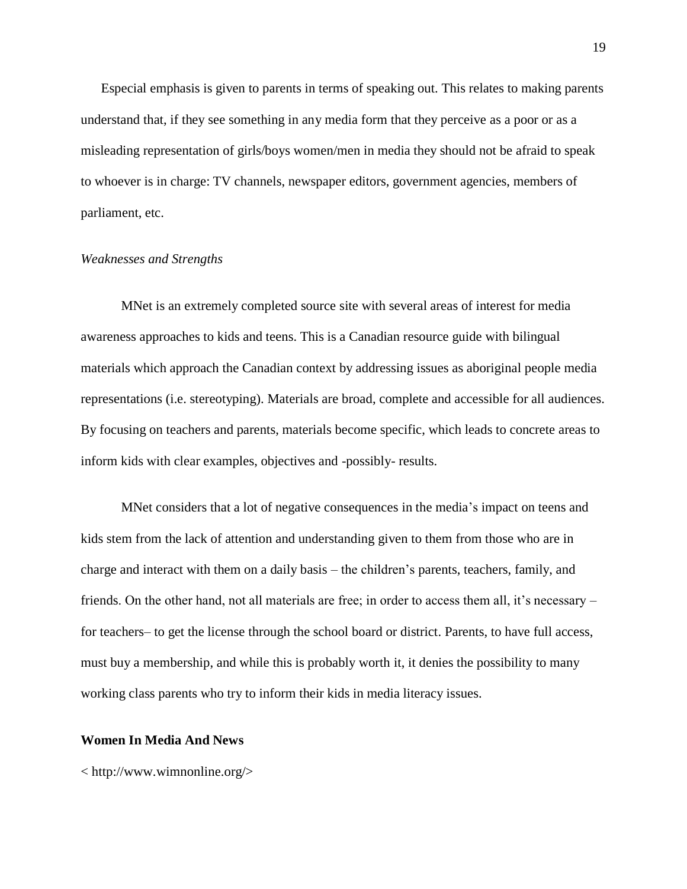Especial emphasis is given to parents in terms of speaking out. This relates to making parents understand that, if they see something in any media form that they perceive as a poor or as a misleading representation of girls/boys women/men in media they should not be afraid to speak to whoever is in charge: TV channels, newspaper editors, government agencies, members of parliament, etc.

*Weaknesses and Strengths*

MNet is an extremely completed source site with several areas of interest for media awareness approaches to kids and teens. This is a Canadian resource guide with bilingual materials which approach the Canadian context by addressing issues as aboriginal people media representations (i.e. stereotyping). Materials are broad, complete and accessible for all audiences. By focusing on teachers and parents, materials become specific, which leads to concrete areas to inform kids with clear examples, objectives and -possibly- results.

MNet considers that a lot of negative consequences in the media's impact on teens and kids stem from the lack of attention and understanding given to them from those who are in charge and interact with them on a daily basis – the children's parents, teachers, family, and friends. On the other hand, not all materials are free; in order to access them all, it's necessary – for teachers– to get the license through the school board or district. Parents, to have full access, must buy a membership, and while this is probably worth it, it denies the possibility to many working class parents who try to inform their kids in media literacy issues.

**Women In Media And News**

< http://www.wimnonline.org/>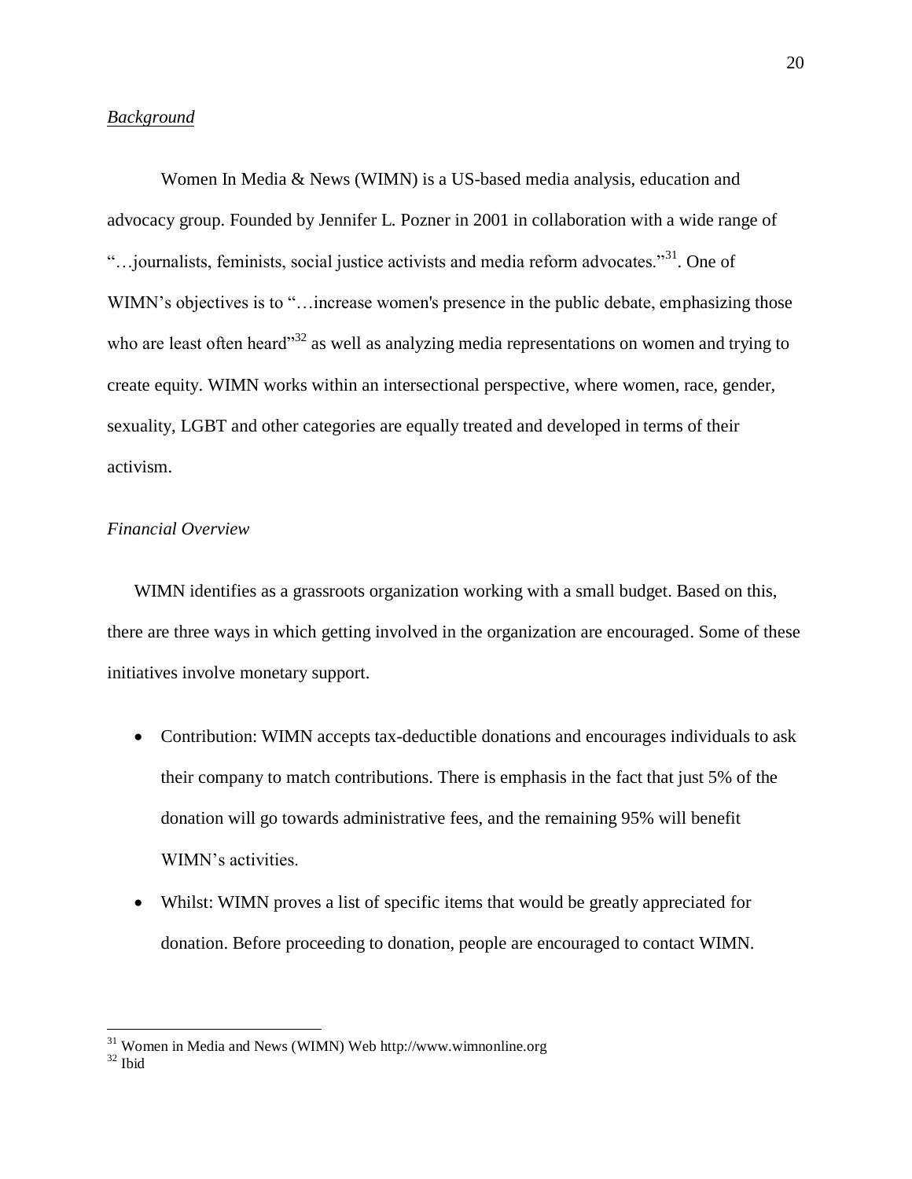*Background*

Women In Media & News (WIMN) is a US-based media analysis, education and advocacy group. Founded by Jennifer L. Pozner in 2001 in collaboration with a wide range of "…journalists, feminists, social justice activists and media reform advocates."[31]. One of WIMN's objectives is to "…increase women's presence in the public debate, emphasizing those who are least often heard"[32] as well as analyzing media representations on women and trying to create equity. WIMN works within an intersectional perspective, where women, race, gender, sexuality, LGBT and other categories are equally treated and developed in terms of their activism.

*Financial Overview*

WIMN identifies as a grassroots organization working with a small budget. Based on this, there are three ways in which getting involved in the organization are encouraged. Some of these initiatives involve monetary support.

- Contribution: WIMN accepts tax-deductible donations and encourages individuals to ask their company to match contributions. There is emphasis in the fact that just 5% of the donation will go towards administrative fees, and the remaining 95% will benefit WIMN's activities.
- Whilst: WIMN proves a list of specific items that would be greatly appreciated for donation. Before proceeding to donation, people are encouraged to contact WIMN.

---

[31] Women in Media and News (WIMN) Web http://www.wimnonline.org

[32] Ibid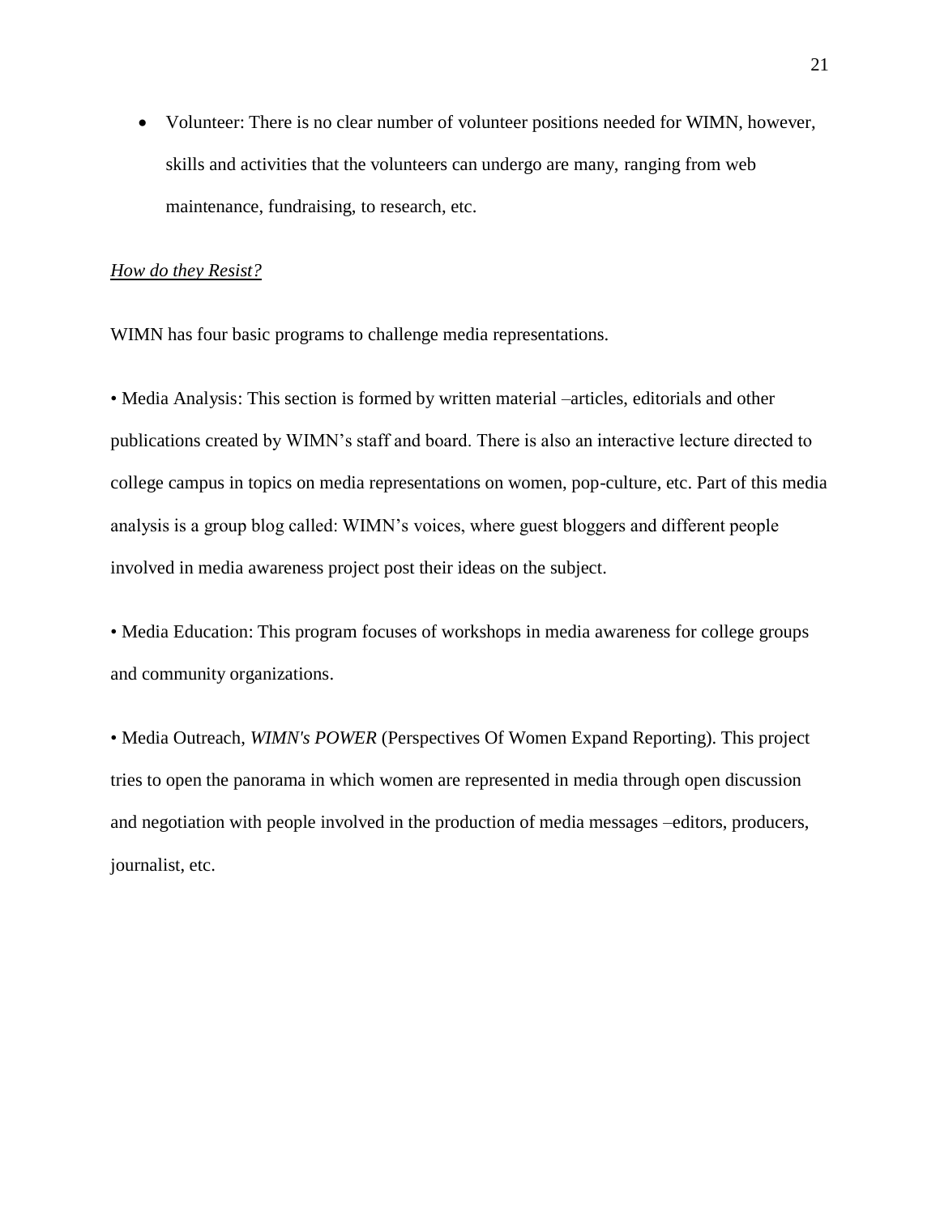- Volunteer: There is no clear number of volunteer positions needed for WIMN, however, skills and activities that the volunteers can undergo are many, ranging from web maintenance, fundraising, to research, etc.

*How do they Resist?*

WIMN has four basic programs to challenge media representations.

• Media Analysis: This section is formed by written material –articles, editorials and other publications created by WIMN's staff and board. There is also an interactive lecture directed to college campus in topics on media representations on women, pop-culture, etc. Part of this media analysis is a group blog called: WIMN's voices, where guest bloggers and different people involved in media awareness project post their ideas on the subject.

• Media Education: This program focuses of workshops in media awareness for college groups and community organizations.

• Media Outreach, *WIMN's POWER* (Perspectives Of Women Expand Reporting). This project tries to open the panorama in which women are represented in media through open discussion and negotiation with people involved in the production of media messages –editors, producers, journalist, etc.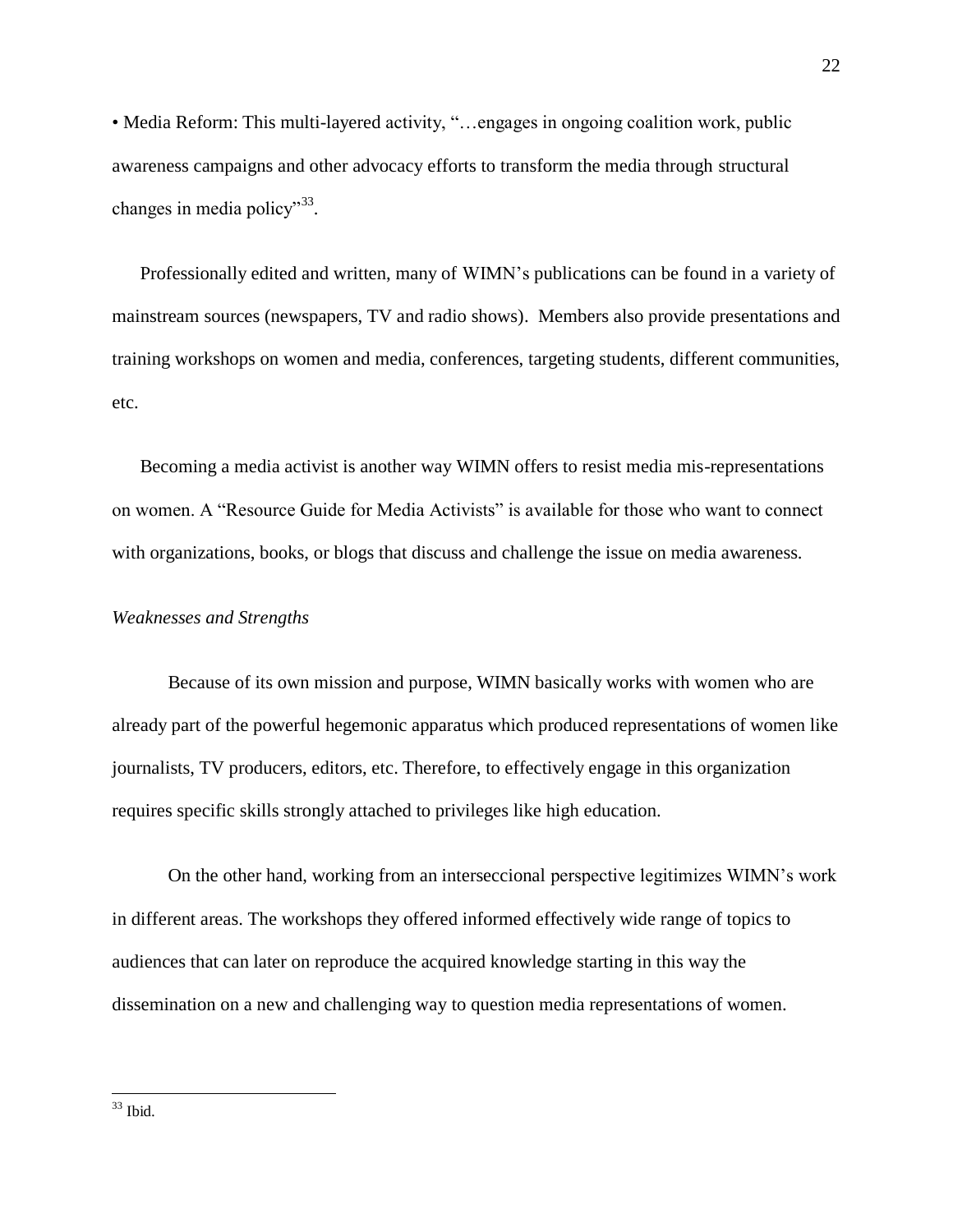• Media Reform: This multi-layered activity, "…engages in ongoing coalition work, public awareness campaigns and other advocacy efforts to transform the media through structural changes in media policy"[33].

Professionally edited and written, many of WIMN's publications can be found in a variety of mainstream sources (newspapers, TV and radio shows). Members also provide presentations and training workshops on women and media, conferences, targeting students, different communities, etc.

Becoming a media activist is another way WIMN offers to resist media mis-representations on women. A "Resource Guide for Media Activists" is available for those who want to connect with organizations, books, or blogs that discuss and challenge the issue on media awareness.

*Weaknesses and Strengths*

Because of its own mission and purpose, WIMN basically works with women who are already part of the powerful hegemonic apparatus which produced representations of women like journalists, TV producers, editors, etc. Therefore, to effectively engage in this organization requires specific skills strongly attached to privileges like high education.

On the other hand, working from an interseccional perspective legitimizes WIMN's work in different areas. The workshops they offered informed effectively wide range of topics to audiences that can later on reproduce the acquired knowledge starting in this way the dissemination on a new and challenging way to question media representations of women.

---

[33] Ibid.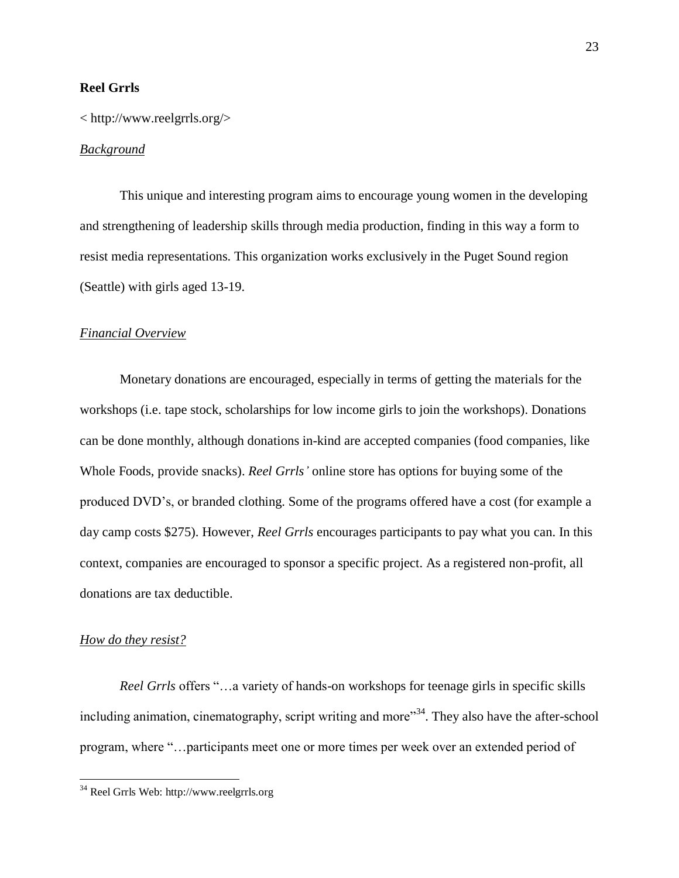**Reel Grrls**

< http://www.reelgrrls.org/>

*Background*

This unique and interesting program aims to encourage young women in the developing and strengthening of leadership skills through media production, finding in this way a form to resist media representations. This organization works exclusively in the Puget Sound region (Seattle) with girls aged 13-19.

*Financial Overview*

Monetary donations are encouraged, especially in terms of getting the materials for the workshops (i.e. tape stock, scholarships for low income girls to join the workshops). Donations can be done monthly, although donations in-kind are accepted companies (food companies, like Whole Foods, provide snacks). *Reel Grrls'* online store has options for buying some of the produced DVD's, or branded clothing. Some of the programs offered have a cost (for example a day camp costs $275). However, *Reel Grrls* encourages participants to pay what you can. In this context, companies are encouraged to sponsor a specific project. As a registered non-profit, all donations are tax deductible.

*How do they resist?*

*Reel Grrls* offers "…a variety of hands-on workshops for teenage girls in specific skills including animation, cinematography, script writing and more"[34]. They also have the after-school program, where "…participants meet one or more times per week over an extended period of

[34] Reel Grrls Web: http://www.reelgrrls.org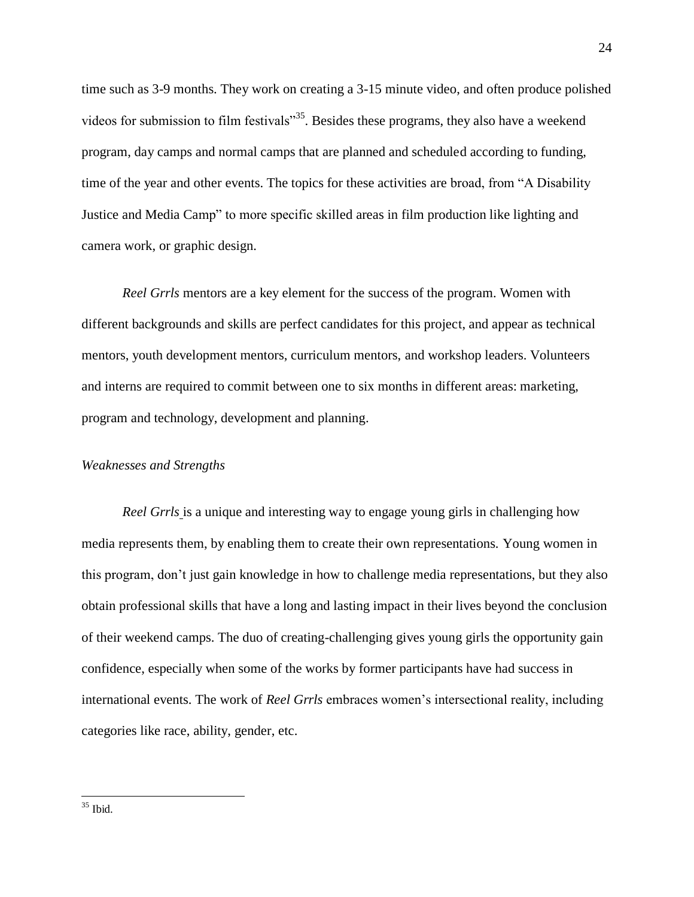time such as 3-9 months. They work on creating a 3-15 minute video, and often produce polished videos for submission to film festivals"[35]. Besides these programs, they also have a weekend program, day camps and normal camps that are planned and scheduled according to funding, time of the year and other events. The topics for these activities are broad, from "A Disability Justice and Media Camp" to more specific skilled areas in film production like lighting and camera work, or graphic design.

*Reel Grrls* mentors are a key element for the success of the program. Women with different backgrounds and skills are perfect candidates for this project, and appear as technical mentors, youth development mentors, curriculum mentors, and workshop leaders. Volunteers and interns are required to commit between one to six months in different areas: marketing, program and technology, development and planning.

*Weaknesses and Strengths*

*Reel Grrls* is a unique and interesting way to engage young girls in challenging how media represents them, by enabling them to create their own representations. Young women in this program, don't just gain knowledge in how to challenge media representations, but they also obtain professional skills that have a long and lasting impact in their lives beyond the conclusion of their weekend camps. The duo of creating-challenging gives young girls the opportunity gain confidence, especially when some of the works by former participants have had success in international events. The work of *Reel Grrls* embraces women's intersectional reality, including categories like race, ability, gender, etc.

[35] Ibid.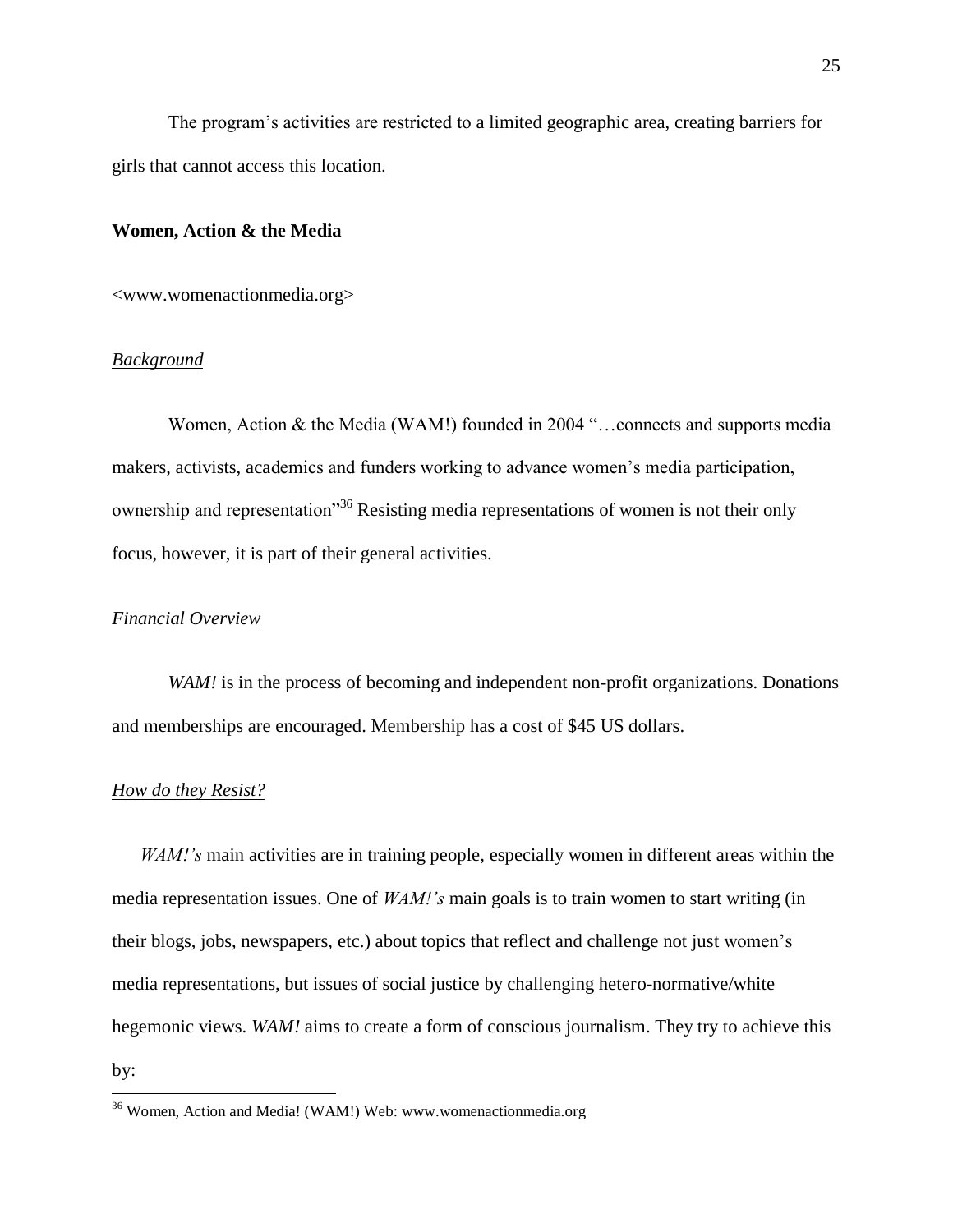The program's activities are restricted to a limited geographic area, creating barriers for girls that cannot access this location.

**Women, Action & the Media**

<www.womenactionmedia.org>

*Background*

Women, Action & the Media (WAM!) founded in 2004 "…connects and supports media makers, activists, academics and funders working to advance women's media participation, ownership and representation"[36] Resisting media representations of women is not their only focus, however, it is part of their general activities.

*Financial Overview*

*WAM!* is in the process of becoming and independent non-profit organizations. Donations and memberships are encouraged. Membership has a cost of $45 US dollars.

*How do they Resist?*

*WAM!'s* main activities are in training people, especially women in different areas within the media representation issues. One of *WAM!'s* main goals is to train women to start writing (in their blogs, jobs, newspapers, etc.) about topics that reflect and challenge not just women's media representations, but issues of social justice by challenging hetero-normative/white hegemonic views. *WAM!* aims to create a form of conscious journalism. They try to achieve this by:

[36] Women, Action and Media! (WAM!) Web: www.womenactionmedia.org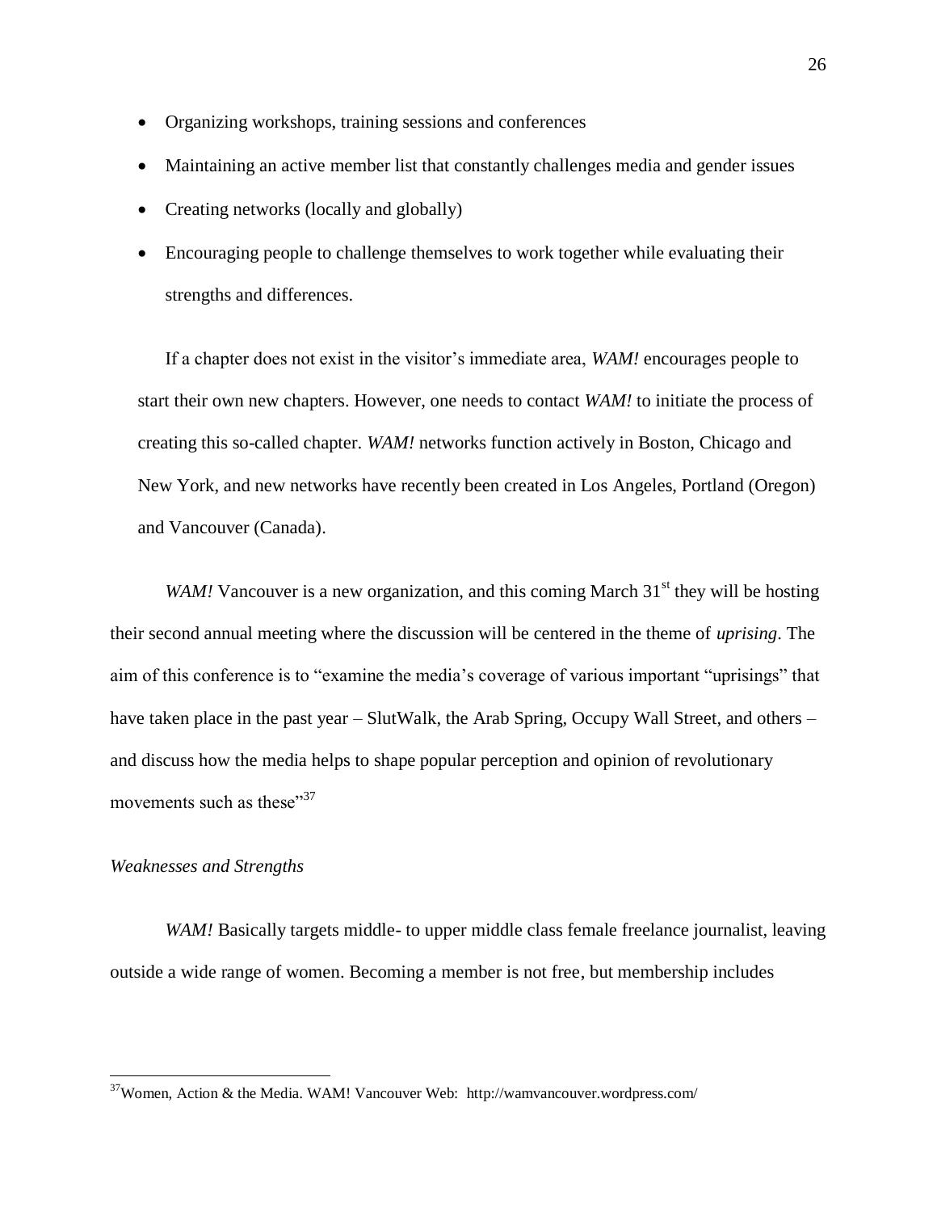- Organizing workshops, training sessions and conferences
- Maintaining an active member list that constantly challenges media and gender issues
- Creating networks (locally and globally)
- Encouraging people to challenge themselves to work together while evaluating their strengths and differences.

If a chapter does not exist in the visitor's immediate area, *WAM!* encourages people to start their own new chapters. However, one needs to contact *WAM!* to initiate the process of creating this so-called chapter. *WAM!* networks function actively in Boston, Chicago and New York, and new networks have recently been created in Los Angeles, Portland (Oregon) and Vancouver (Canada).

*WAM!* Vancouver is a new organization, and this coming March 31st they will be hosting their second annual meeting where the discussion will be centered in the theme of *uprising*. The aim of this conference is to "examine the media's coverage of various important "uprisings" that have taken place in the past year – SlutWalk, the Arab Spring, Occupy Wall Street, and others – and discuss how the media helps to shape popular perception and opinion of revolutionary movements such as these"[37]

*Weaknesses and Strengths*

*WAM!* Basically targets middle- to upper middle class female freelance journalist, leaving outside a wide range of women. Becoming a member is not free, but membership includes

---

[37]Women, Action & the Media. WAM! Vancouver Web: http://wamvancouver.wordpress.com/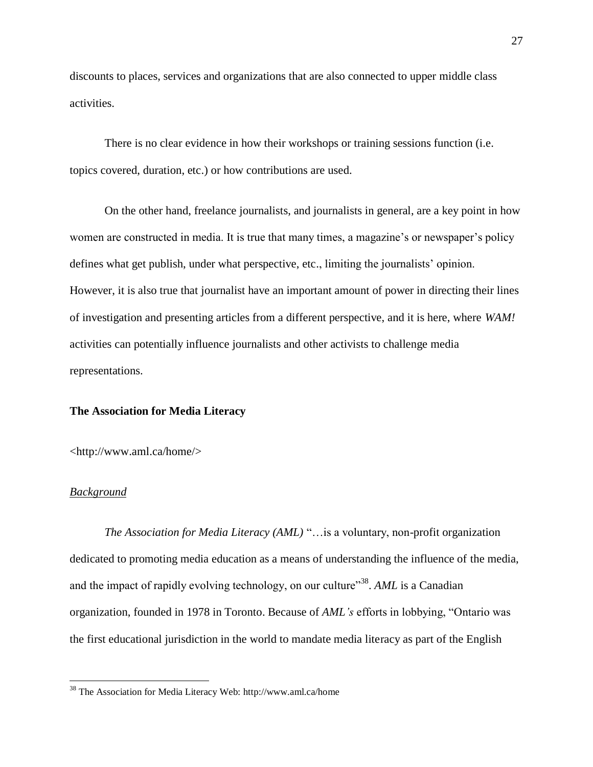discounts to places, services and organizations that are also connected to upper middle class activities.

There is no clear evidence in how their workshops or training sessions function (i.e. topics covered, duration, etc.) or how contributions are used.

On the other hand, freelance journalists, and journalists in general, are a key point in how women are constructed in media. It is true that many times, a magazine's or newspaper's policy defines what get publish, under what perspective, etc., limiting the journalists' opinion. However, it is also true that journalist have an important amount of power in directing their lines of investigation and presenting articles from a different perspective, and it is here, where *WAM!* activities can potentially influence journalists and other activists to challenge media representations.

**The Association for Media Literacy**

<http://www.aml.ca/home/>

*Background*

*The Association for Media Literacy (AML)* "…is a voluntary, non-profit organization dedicated to promoting media education as a means of understanding the influence of the media, and the impact of rapidly evolving technology, on our culture"[38]. *AML* is a Canadian organization, founded in 1978 in Toronto. Because of *AML's* efforts in lobbying, "Ontario was the first educational jurisdiction in the world to mandate media literacy as part of the English

[38] The Association for Media Literacy Web: http://www.aml.ca/home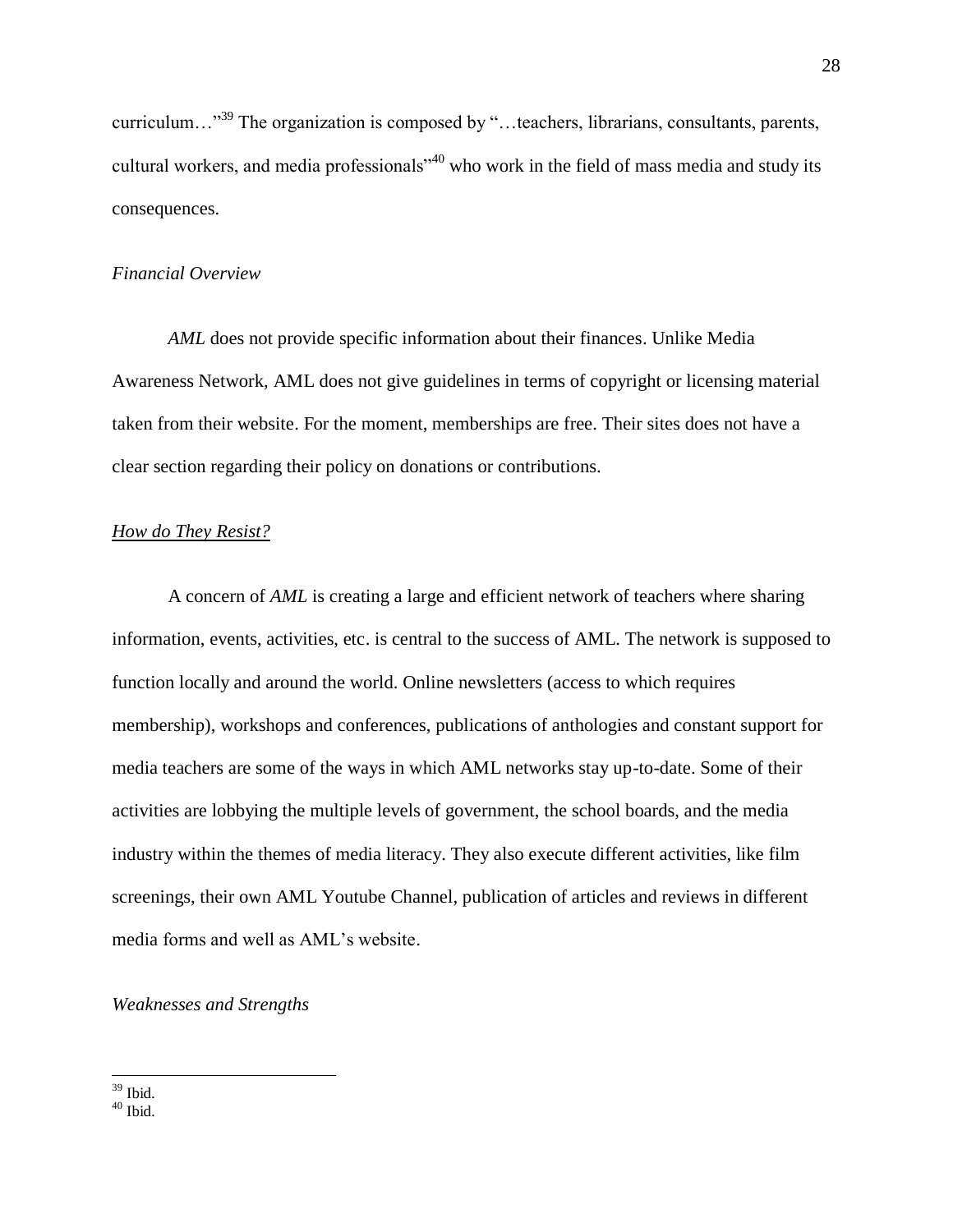curriculum…"[39] The organization is composed by "…teachers, librarians, consultants, parents, cultural workers, and media professionals"[40] who work in the field of mass media and study its consequences.

*Financial Overview*

*AML* does not provide specific information about their finances. Unlike Media Awareness Network, AML does not give guidelines in terms of copyright or licensing material taken from their website. For the moment, memberships are free. Their sites does not have a clear section regarding their policy on donations or contributions.

*How do They Resist?*

A concern of *AML* is creating a large and efficient network of teachers where sharing information, events, activities, etc. is central to the success of AML. The network is supposed to function locally and around the world. Online newsletters (access to which requires membership), workshops and conferences, publications of anthologies and constant support for media teachers are some of the ways in which AML networks stay up-to-date. Some of their activities are lobbying the multiple levels of government, the school boards, and the media industry within the themes of media literacy. They also execute different activities, like film screenings, their own AML Youtube Channel, publication of articles and reviews in different media forms and well as AML's website.

*Weaknesses and Strengths*

---

[39] Ibid.

[40] Ibid.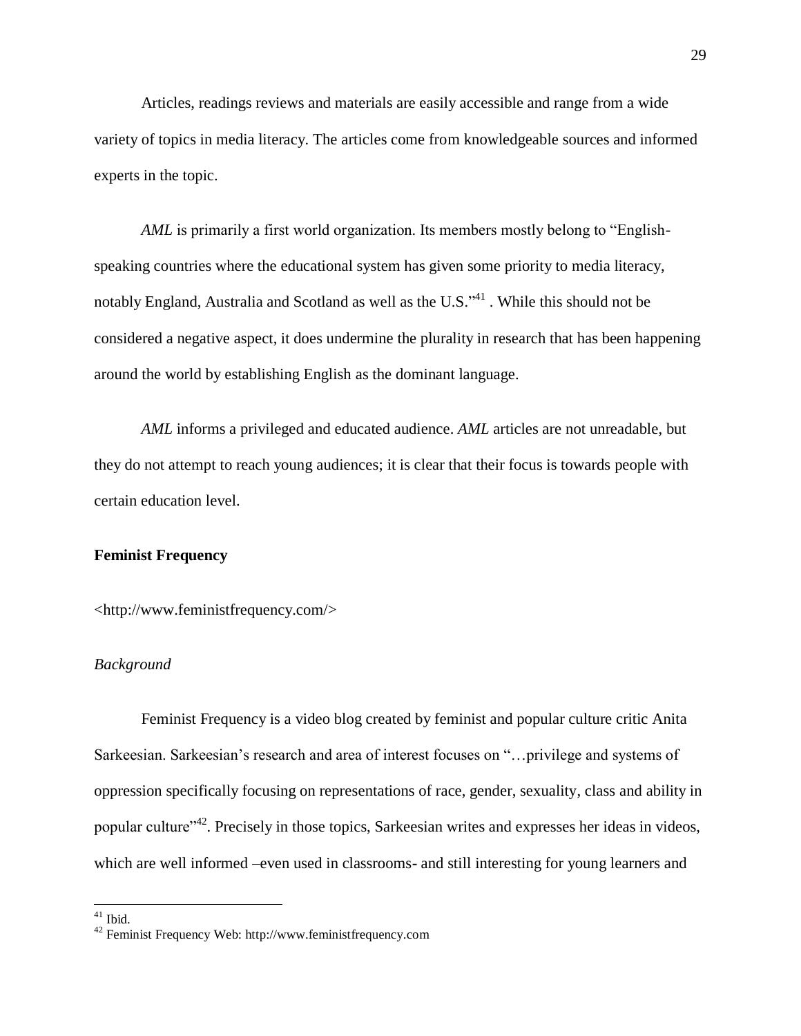Articles, readings reviews and materials are easily accessible and range from a wide variety of topics in media literacy. The articles come from knowledgeable sources and informed experts in the topic.

*AML* is primarily a first world organization. Its members mostly belong to "English-speaking countries where the educational system has given some priority to media literacy, notably England, Australia and Scotland as well as the U.S."[41] . While this should not be considered a negative aspect, it does undermine the plurality in research that has been happening around the world by establishing English as the dominant language.

*AML* informs a privileged and educated audience. *AML* articles are not unreadable, but they do not attempt to reach young audiences; it is clear that their focus is towards people with certain education level.

**Feminist Frequency**

<http://www.feministfrequency.com/>

*Background*

Feminist Frequency is a video blog created by feminist and popular culture critic Anita Sarkeesian. Sarkeesian's research and area of interest focuses on "…privilege and systems of oppression specifically focusing on representations of race, gender, sexuality, class and ability in popular culture"[42]. Precisely in those topics, Sarkeesian writes and expresses her ideas in videos, which are well informed –even used in classrooms- and still interesting for young learners and

---

[41] Ibid.

[42] Feminist Frequency Web: http://www.feministfrequency.com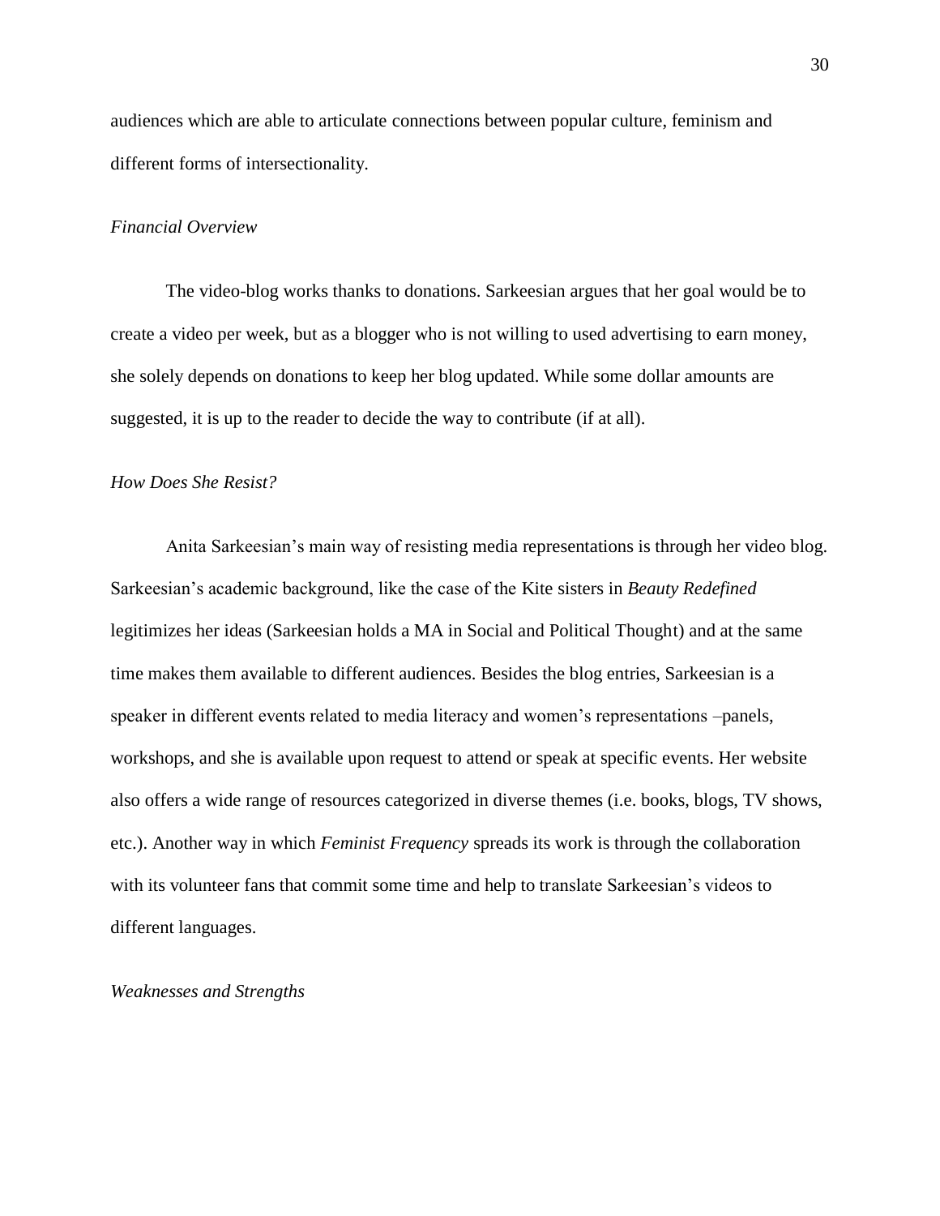audiences which are able to articulate connections between popular culture, feminism and different forms of intersectionality.

*Financial Overview*

The video-blog works thanks to donations. Sarkeesian argues that her goal would be to create a video per week, but as a blogger who is not willing to used advertising to earn money, she solely depends on donations to keep her blog updated. While some dollar amounts are suggested, it is up to the reader to decide the way to contribute (if at all).

*How Does She Resist?*

Anita Sarkeesian's main way of resisting media representations is through her video blog. Sarkeesian's academic background, like the case of the Kite sisters in *Beauty Redefined* legitimizes her ideas (Sarkeesian holds a MA in Social and Political Thought) and at the same time makes them available to different audiences. Besides the blog entries, Sarkeesian is a speaker in different events related to media literacy and women's representations –panels, workshops, and she is available upon request to attend or speak at specific events. Her website also offers a wide range of resources categorized in diverse themes (i.e. books, blogs, TV shows, etc.). Another way in which *Feminist Frequency* spreads its work is through the collaboration with its volunteer fans that commit some time and help to translate Sarkeesian's videos to different languages.

*Weaknesses and Strengths*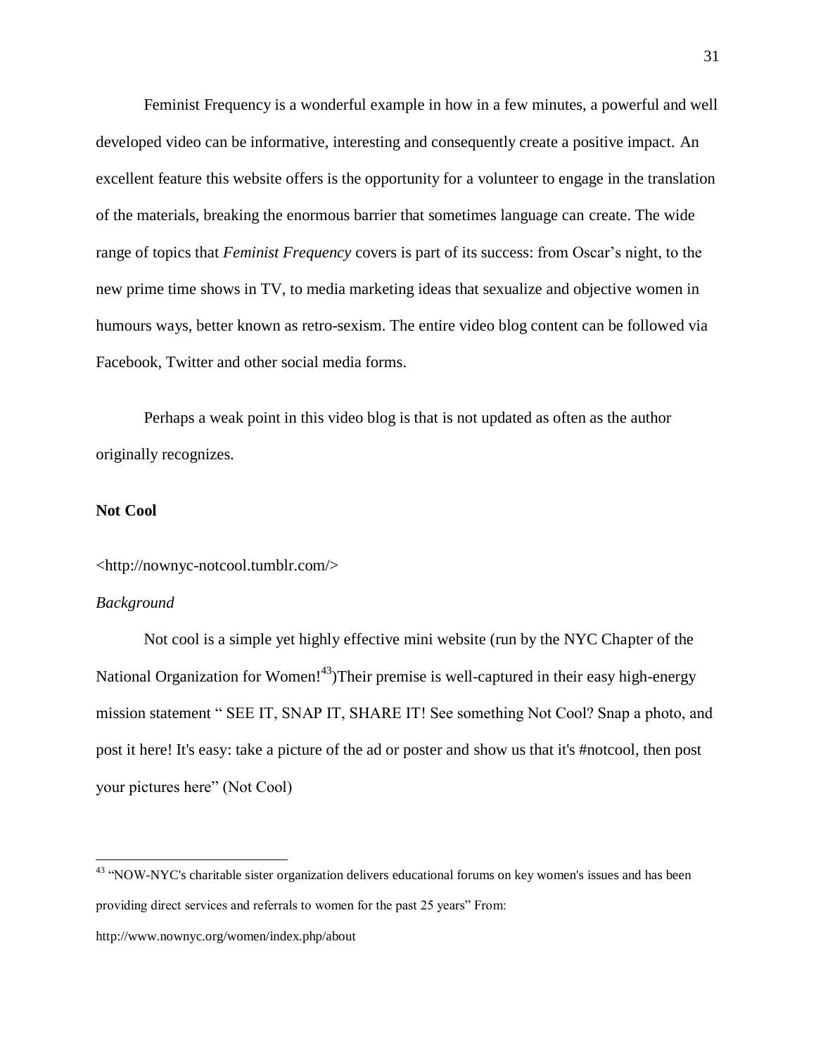Feminist Frequency is a wonderful example in how in a few minutes, a powerful and well developed video can be informative, interesting and consequently create a positive impact. An excellent feature this website offers is the opportunity for a volunteer to engage in the translation of the materials, breaking the enormous barrier that sometimes language can create. The wide range of topics that *Feminist Frequency* covers is part of its success: from Oscar's night, to the new prime time shows in TV, to media marketing ideas that sexualize and objective women in humours ways, better known as retro-sexism. The entire video blog content can be followed via Facebook, Twitter and other social media forms.

Perhaps a weak point in this video blog is that is not updated as often as the author originally recognizes.

**Not Cool**

<http://nownyc-notcool.tumblr.com/>

*Background*

Not cool is a simple yet highly effective mini website (run by the NYC Chapter of the National Organization for Women![43])Their premise is well-captured in their easy high-energy mission statement " SEE IT, SNAP IT, SHARE IT! See something Not Cool? Snap a photo, and post it here! It's easy: take a picture of the ad or poster and show us that it's #notcool, then post your pictures here" (Not Cool)

---

[43] "NOW-NYC's charitable sister organization delivers educational forums on key women's issues and has been providing direct services and referrals to women for the past 25 years" From: http://www.nownyc.org/women/index.php/about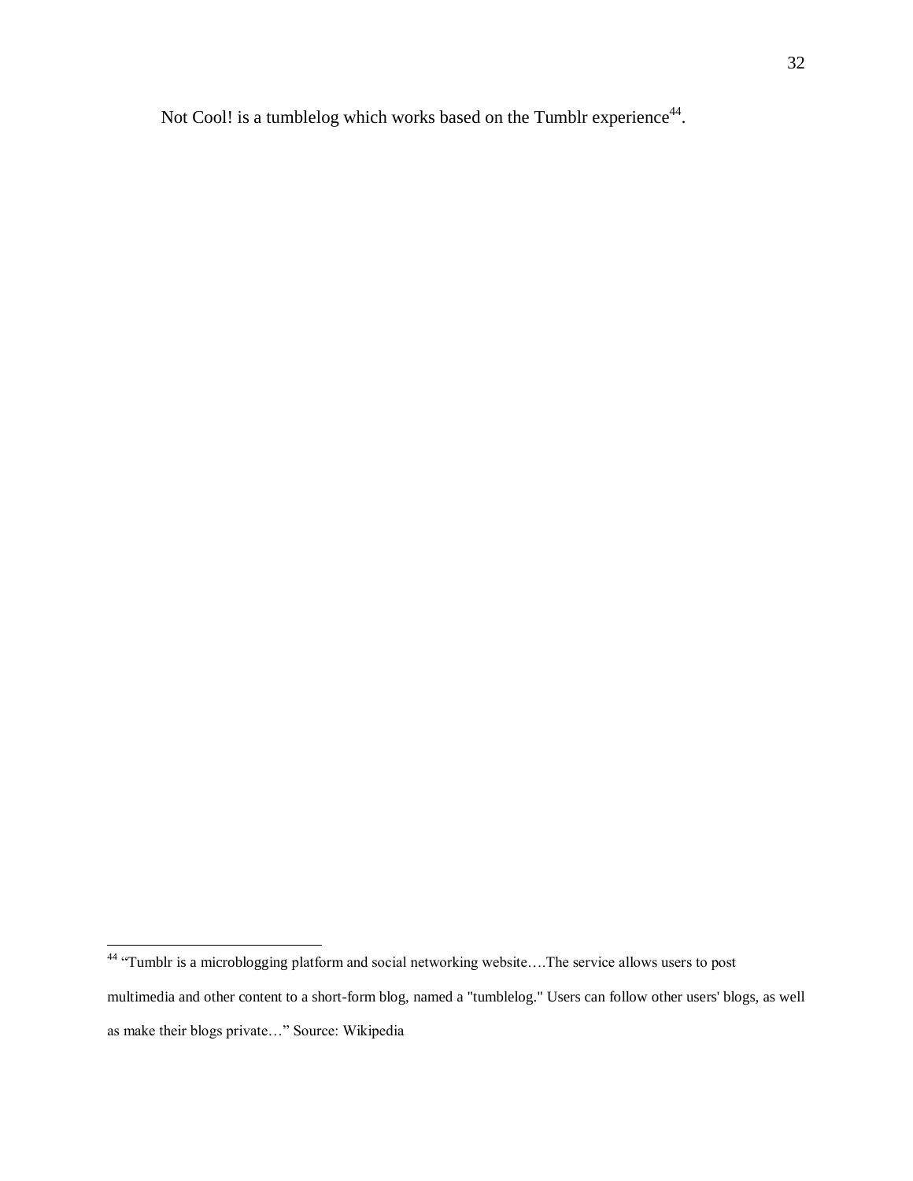Not Cool! is a tumblelog which works based on the Tumblr experience[44].

---

[44] "Tumblr is a microblogging platform and social networking website….The service allows users to post multimedia and other content to a short-form blog, named a "tumblelog." Users can follow other users' blogs, as well as make their blogs private…" Source: Wikipedia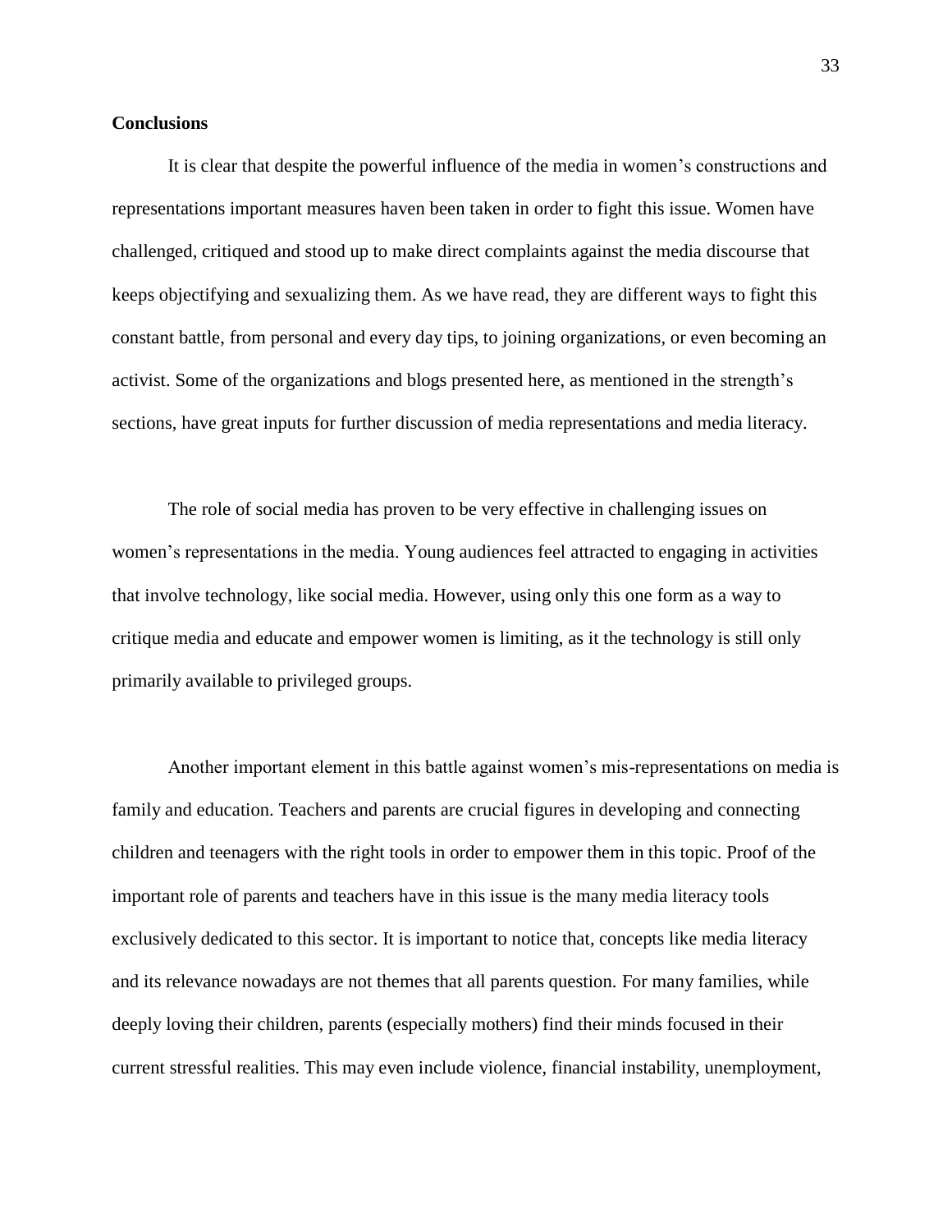**Conclusions**

It is clear that despite the powerful influence of the media in women's constructions and representations important measures haven been taken in order to fight this issue. Women have challenged, critiqued and stood up to make direct complaints against the media discourse that keeps objectifying and sexualizing them. As we have read, they are different ways to fight this constant battle, from personal and every day tips, to joining organizations, or even becoming an activist. Some of the organizations and blogs presented here, as mentioned in the strength's sections, have great inputs for further discussion of media representations and media literacy.

The role of social media has proven to be very effective in challenging issues on women's representations in the media. Young audiences feel attracted to engaging in activities that involve technology, like social media. However, using only this one form as a way to critique media and educate and empower women is limiting, as it the technology is still only primarily available to privileged groups.

Another important element in this battle against women's mis-representations on media is family and education. Teachers and parents are crucial figures in developing and connecting children and teenagers with the right tools in order to empower them in this topic. Proof of the important role of parents and teachers have in this issue is the many media literacy tools exclusively dedicated to this sector. It is important to notice that, concepts like media literacy and its relevance nowadays are not themes that all parents question. For many families, while deeply loving their children, parents (especially mothers) find their minds focused in their current stressful realities. This may even include violence, financial instability, unemployment,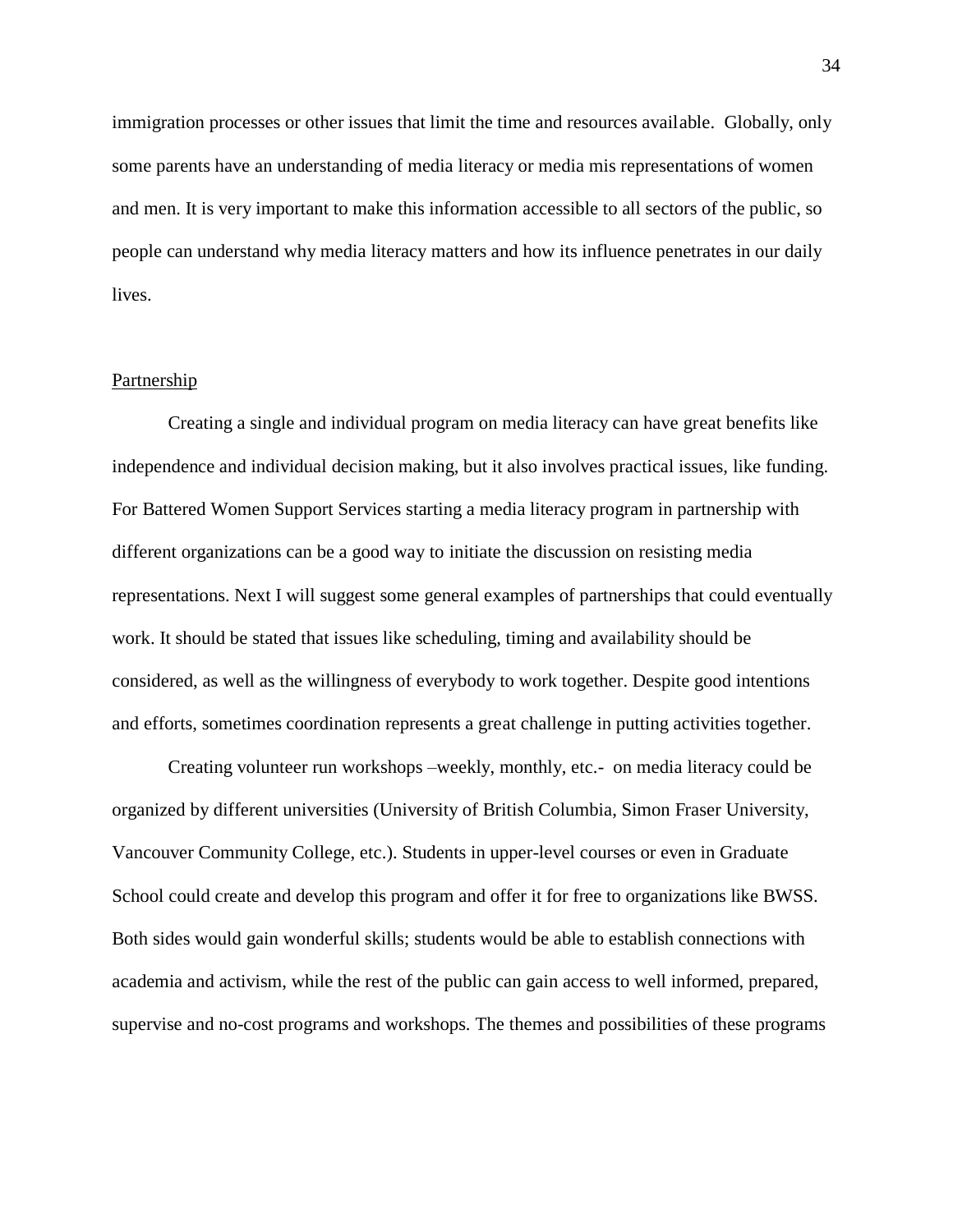immigration processes or other issues that limit the time and resources available. Globally, only some parents have an understanding of media literacy or media mis representations of women and men. It is very important to make this information accessible to all sectors of the public, so people can understand why media literacy matters and how its influence penetrates in our daily lives.

<u>Partnership</u>

Creating a single and individual program on media literacy can have great benefits like independence and individual decision making, but it also involves practical issues, like funding. For Battered Women Support Services starting a media literacy program in partnership with different organizations can be a good way to initiate the discussion on resisting media representations. Next I will suggest some general examples of partnerships that could eventually work. It should be stated that issues like scheduling, timing and availability should be considered, as well as the willingness of everybody to work together. Despite good intentions and efforts, sometimes coordination represents a great challenge in putting activities together.

Creating volunteer run workshops –weekly, monthly, etc.- on media literacy could be organized by different universities (University of British Columbia, Simon Fraser University, Vancouver Community College, etc.). Students in upper-level courses or even in Graduate School could create and develop this program and offer it for free to organizations like BWSS. Both sides would gain wonderful skills; students would be able to establish connections with academia and activism, while the rest of the public can gain access to well informed, prepared, supervise and no-cost programs and workshops. The themes and possibilities of these programs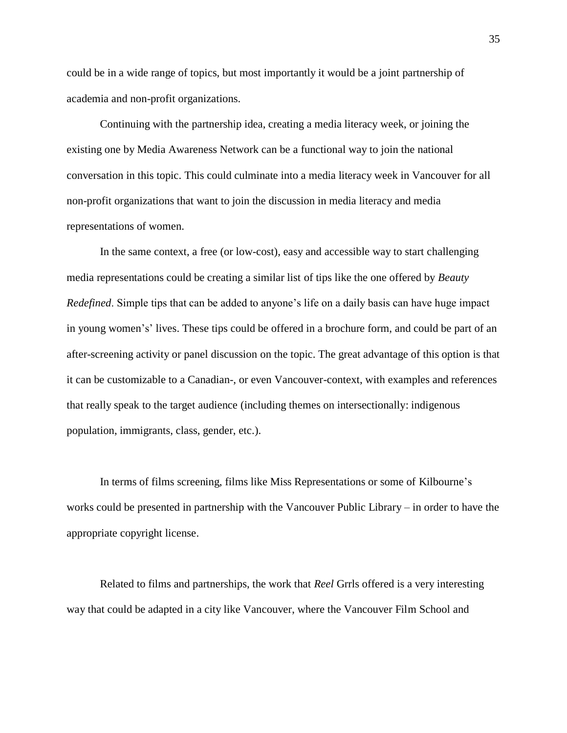could be in a wide range of topics, but most importantly it would be a joint partnership of academia and non-profit organizations.

Continuing with the partnership idea, creating a media literacy week, or joining the existing one by Media Awareness Network can be a functional way to join the national conversation in this topic. This could culminate into a media literacy week in Vancouver for all non-profit organizations that want to join the discussion in media literacy and media representations of women.

In the same context, a free (or low-cost), easy and accessible way to start challenging media representations could be creating a similar list of tips like the one offered by *Beauty Redefined*. Simple tips that can be added to anyone's life on a daily basis can have huge impact in young women's' lives. These tips could be offered in a brochure form, and could be part of an after-screening activity or panel discussion on the topic. The great advantage of this option is that it can be customizable to a Canadian-, or even Vancouver-context, with examples and references that really speak to the target audience (including themes on intersectionally: indigenous population, immigrants, class, gender, etc.).

In terms of films screening, films like Miss Representations or some of Kilbourne's works could be presented in partnership with the Vancouver Public Library – in order to have the appropriate copyright license.

Related to films and partnerships, the work that *Reel* Grrls offered is a very interesting way that could be adapted in a city like Vancouver, where the Vancouver Film School and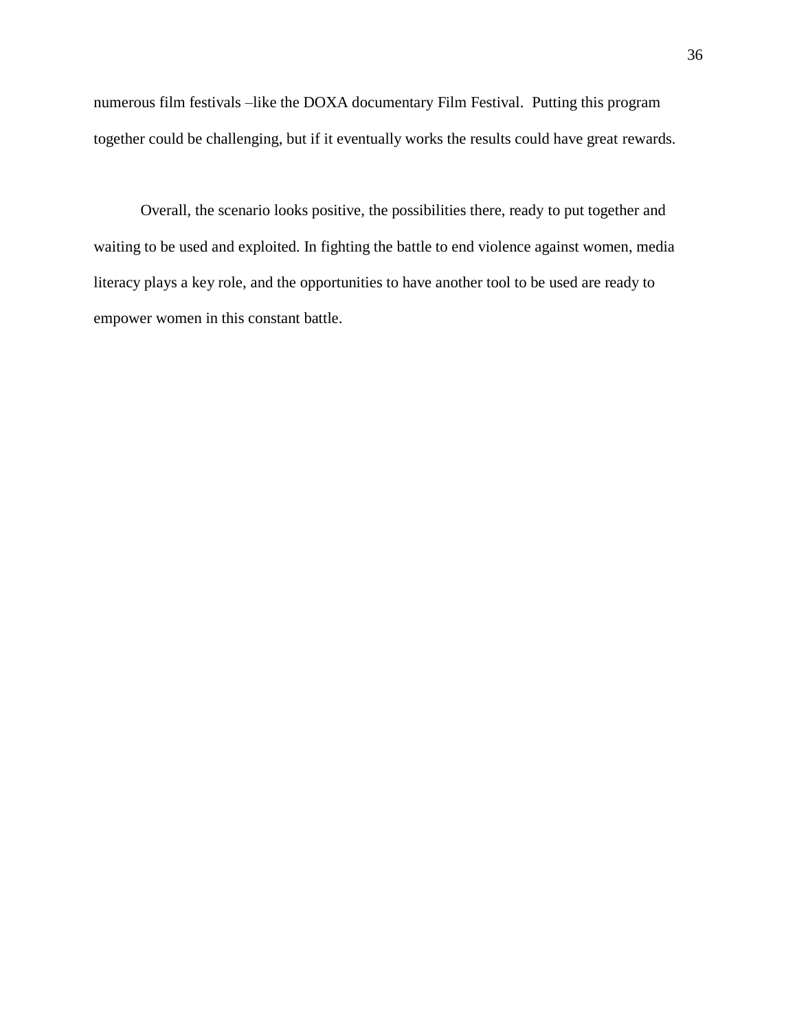numerous film festivals –like the DOXA documentary Film Festival. Putting this program together could be challenging, but if it eventually works the results could have great rewards.

Overall, the scenario looks positive, the possibilities there, ready to put together and waiting to be used and exploited. In fighting the battle to end violence against women, media literacy plays a key role, and the opportunities to have another tool to be used are ready to empower women in this constant battle.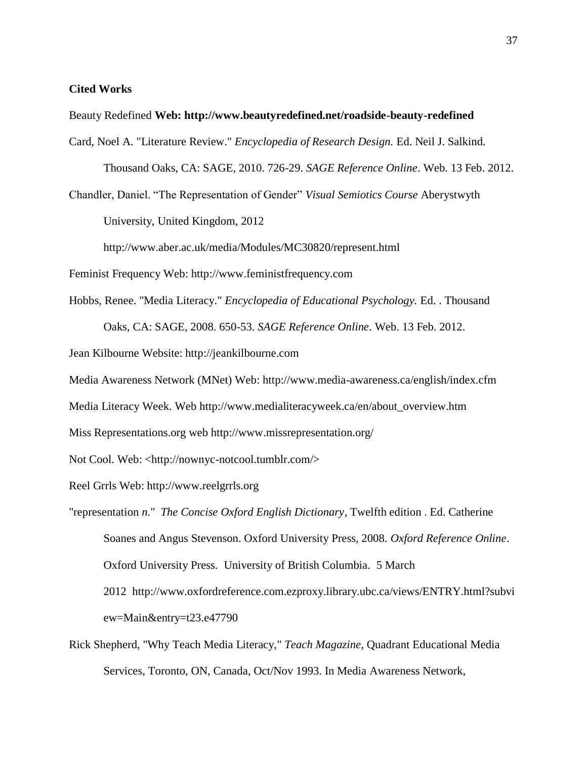**Cited Works**

Beauty Redefined **Web: http://www.beautyredefined.net/roadside-beauty-redefined**

Card, Noel A. "Literature Review." *Encyclopedia of Research Design.* Ed. Neil J. Salkind. Thousand Oaks, CA: SAGE, 2010. 726-29. *SAGE Reference Online*. Web. 13 Feb. 2012.

Chandler, Daniel. "The Representation of Gender" *Visual Semiotics Course* Aberystwyth University, United Kingdom, 2012 http://www.aber.ac.uk/media/Modules/MC30820/represent.html

Feminist Frequency Web: http://www.feministfrequency.com

Hobbs, Renee. "Media Literacy." *Encyclopedia of Educational Psychology.* Ed. . Thousand Oaks, CA: SAGE, 2008. 650-53. *SAGE Reference Online*. Web. 13 Feb. 2012.

Jean Kilbourne Website: http://jeankilbourne.com

Media Awareness Network (MNet) Web: http://www.media-awareness.ca/english/index.cfm

Media Literacy Week. Web http://www.medialiteracyweek.ca/en/about_overview.htm

Miss Representations.org web http://www.missrepresentation.org/

Not Cool. Web: <http://nownyc-notcool.tumblr.com/>

Reel Grrls Web: http://www.reelgrrls.org

"representation *n.*" *The Concise Oxford English Dictionary*, Twelfth edition . Ed. Catherine Soanes and Angus Stevenson. Oxford University Press, 2008. *Oxford Reference Online*. Oxford University Press. University of British Columbia. 5 March 2012 http://www.oxfordreference.com.ezproxy.library.ubc.ca/views/ENTRY.html?subview=Main&entry=t23.e47790

Rick Shepherd, "Why Teach Media Literacy," *Teach Magazine*, Quadrant Educational Media Services, Toronto, ON, Canada, Oct/Nov 1993. In Media Awareness Network,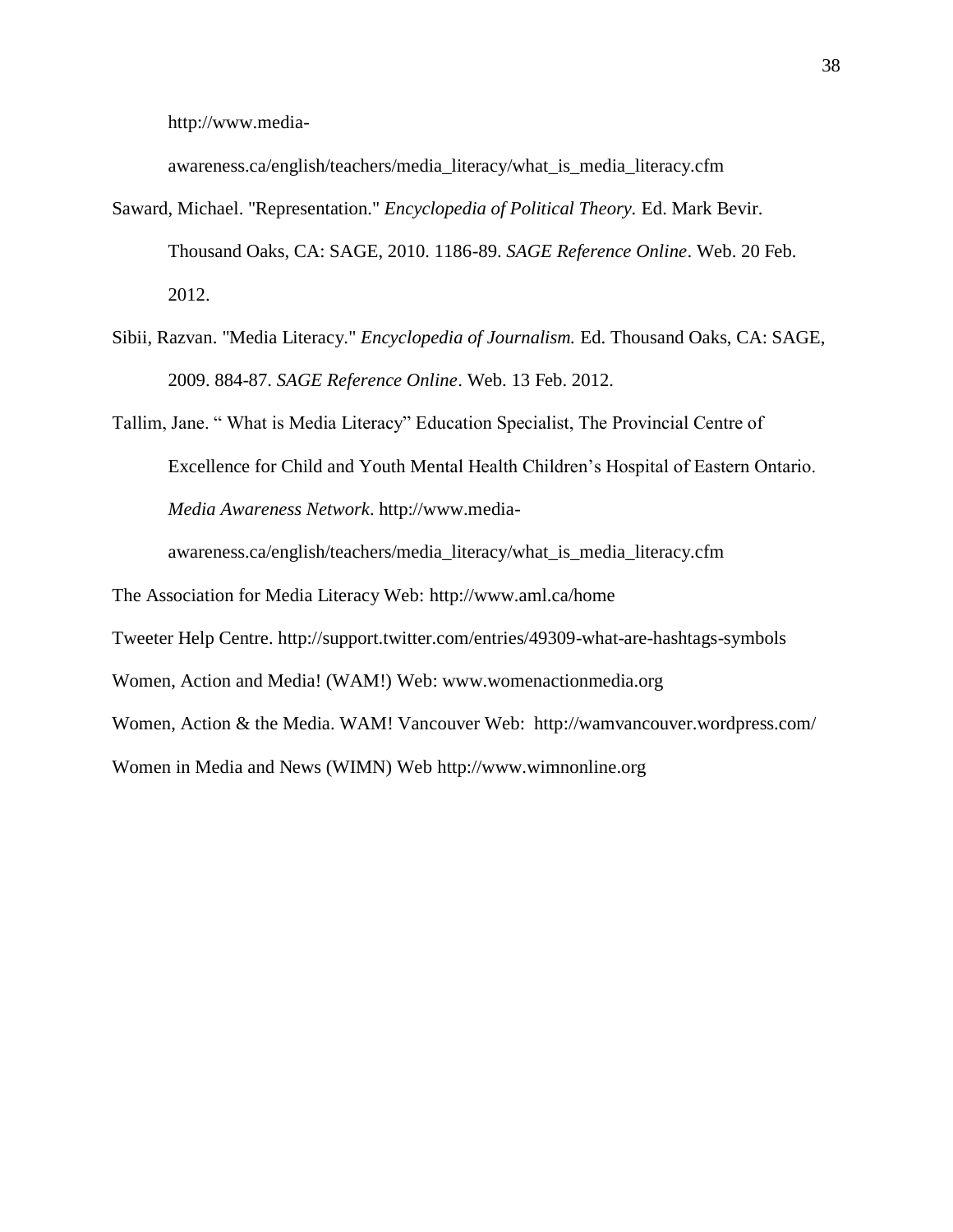http://www.media-awareness.ca/english/teachers/media_literacy/what_is_media_literacy.cfm

Saward, Michael. "Representation." *Encyclopedia of Political Theory.* Ed. Mark Bevir. Thousand Oaks, CA: SAGE, 2010. 1186-89. *SAGE Reference Online*. Web. 20 Feb. 2012.

Sibii, Razvan. "Media Literacy." *Encyclopedia of Journalism.* Ed. Thousand Oaks, CA: SAGE, 2009. 884-87. *SAGE Reference Online*. Web. 13 Feb. 2012.

Tallim, Jane. " What is Media Literacy" Education Specialist, The Provincial Centre of Excellence for Child and Youth Mental Health Children's Hospital of Eastern Ontario. *Media Awareness Network*. http://www.media-awareness.ca/english/teachers/media_literacy/what_is_media_literacy.cfm

The Association for Media Literacy Web: http://www.aml.ca/home

Tweeter Help Centre. http://support.twitter.com/entries/49309-what-are-hashtags-symbols

Women, Action and Media! (WAM!) Web: www.womenactionmedia.org

Women, Action & the Media. WAM! Vancouver Web: http://wamvancouver.wordpress.com/

Women in Media and News (WIMN) Web http://www.wimnonline.org